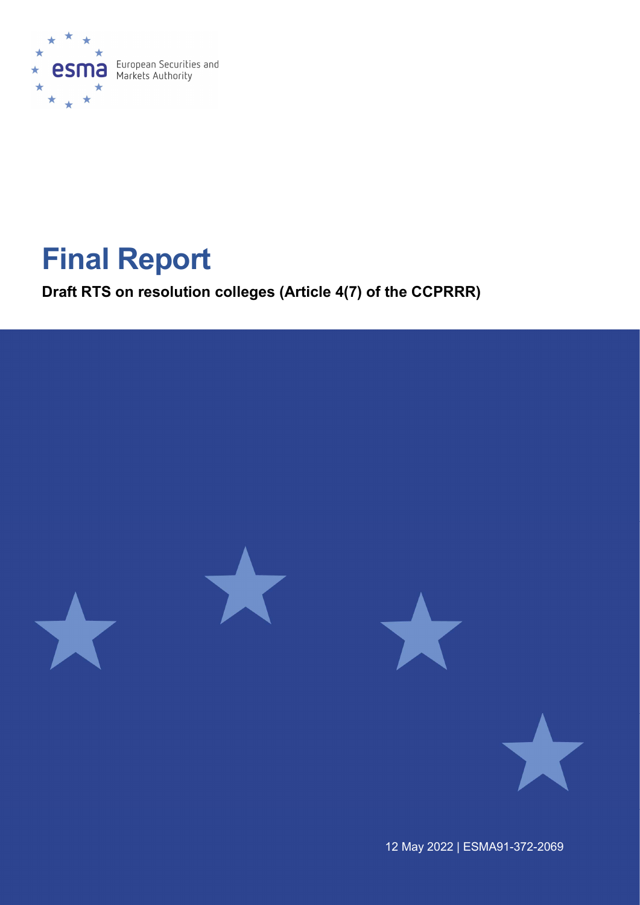European Securities and Markets Authority

# Final Report

**Draft RTS on resolution colleges (Article 4(7) of the CCPRRR)**

12 May 2022 | ESMA91-372-2069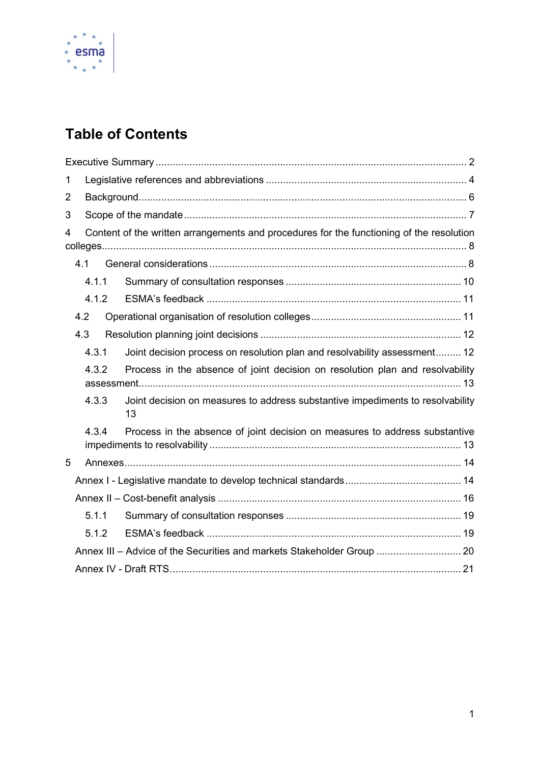# Table of Contents

Executive Summary ..... 2

1 Legislative references and abbreviations ..... 4

2 Background ..... 6

3 Scope of the mandate ..... 7

4 Content of the written arrangements and procedures for the functioning of the resolution colleges ..... 8

- 4.1 General considerations ..... 8
  - 4.1.1 Summary of consultation responses ..... 10
  - 4.1.2 ESMA's feedback ..... 11
- 4.2 Operational organisation of resolution colleges ..... 11
- 4.3 Resolution planning joint decisions ..... 12
  - 4.3.1 Joint decision process on resolution plan and resolvability assessment ..... 12
  - 4.3.2 Process in the absence of joint decision on resolution plan and resolvability assessment ..... 13
  - 4.3.3 Joint decision on measures to address substantive impediments to resolvability 13
  - 4.3.4 Process in the absence of joint decision on measures to address substantive impediments to resolvability ..... 13

5 Annexes ..... 14

- Annex I - Legislative mandate to develop technical standards ..... 14
- Annex II – Cost-benefit analysis ..... 16
  - 5.1.1 Summary of consultation responses ..... 19
  - 5.1.2 ESMA's feedback ..... 19
- Annex III – Advice of the Securities and markets Stakeholder Group ..... 20
- Annex IV - Draft RTS ..... 21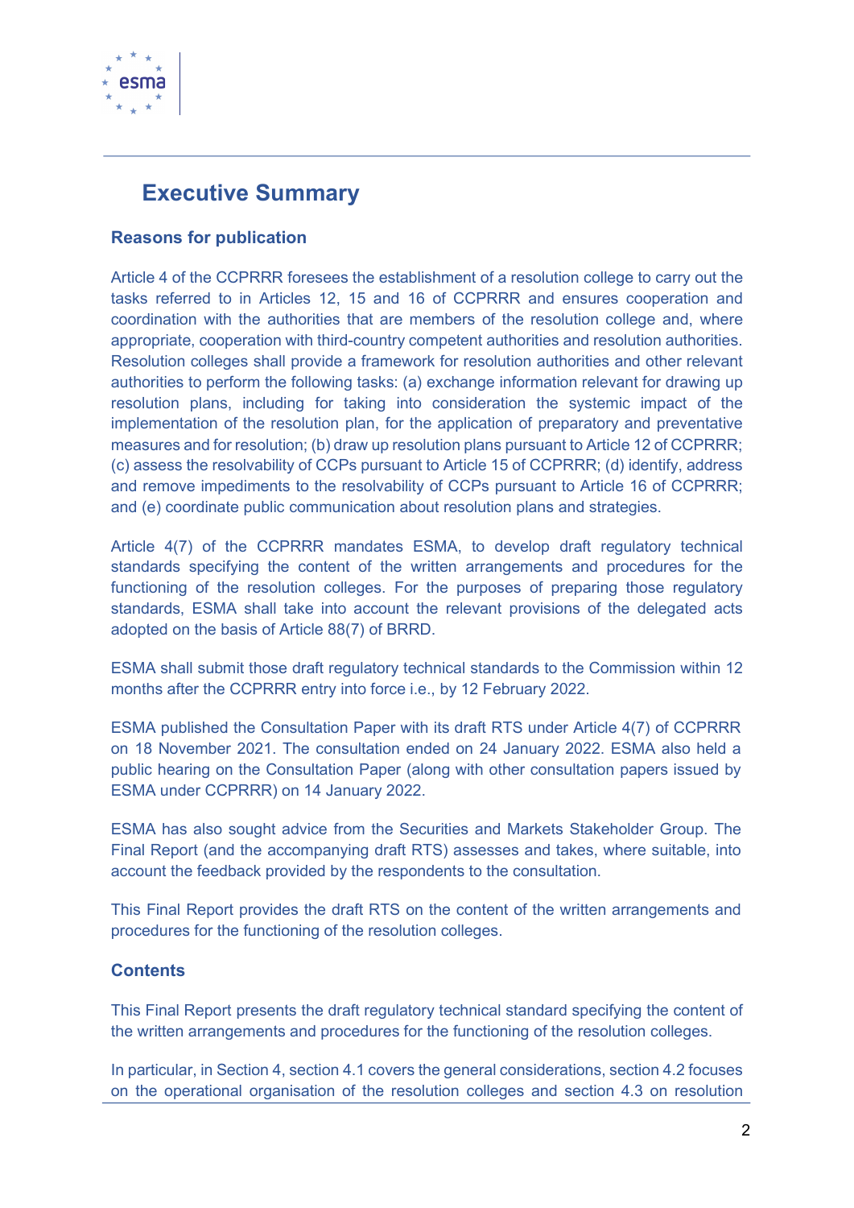# Executive Summary

## Reasons for publication

Article 4 of the CCPRRR foresees the establishment of a resolution college to carry out the tasks referred to in Articles 12, 15 and 16 of CCPRRR and ensures cooperation and coordination with the authorities that are members of the resolution college and, where appropriate, cooperation with third-country competent authorities and resolution authorities. Resolution colleges shall provide a framework for resolution authorities and other relevant authorities to perform the following tasks: (a) exchange information relevant for drawing up resolution plans, including for taking into consideration the systemic impact of the implementation of the resolution plan, for the application of preparatory and preventative measures and for resolution; (b) draw up resolution plans pursuant to Article 12 of CCPRRR; (c) assess the resolvability of CCPs pursuant to Article 15 of CCPRRR; (d) identify, address and remove impediments to the resolvability of CCPs pursuant to Article 16 of CCPRRR; and (e) coordinate public communication about resolution plans and strategies.

Article 4(7) of the CCPRRR mandates ESMA, to develop draft regulatory technical standards specifying the content of the written arrangements and procedures for the functioning of the resolution colleges. For the purposes of preparing those regulatory standards, ESMA shall take into account the relevant provisions of the delegated acts adopted on the basis of Article 88(7) of BRRD.

ESMA shall submit those draft regulatory technical standards to the Commission within 12 months after the CCPRRR entry into force i.e., by 12 February 2022.

ESMA published the Consultation Paper with its draft RTS under Article 4(7) of CCPRRR on 18 November 2021. The consultation ended on 24 January 2022. ESMA also held a public hearing on the Consultation Paper (along with other consultation papers issued by ESMA under CCPRRR) on 14 January 2022.

ESMA has also sought advice from the Securities and Markets Stakeholder Group. The Final Report (and the accompanying draft RTS) assesses and takes, where suitable, into account the feedback provided by the respondents to the consultation.

This Final Report provides the draft RTS on the content of the written arrangements and procedures for the functioning of the resolution colleges.

## Contents

This Final Report presents the draft regulatory technical standard specifying the content of the written arrangements and procedures for the functioning of the resolution colleges.

In particular, in Section 4, section 4.1 covers the general considerations, section 4.2 focuses on the operational organisation of the resolution colleges and section 4.3 on resolution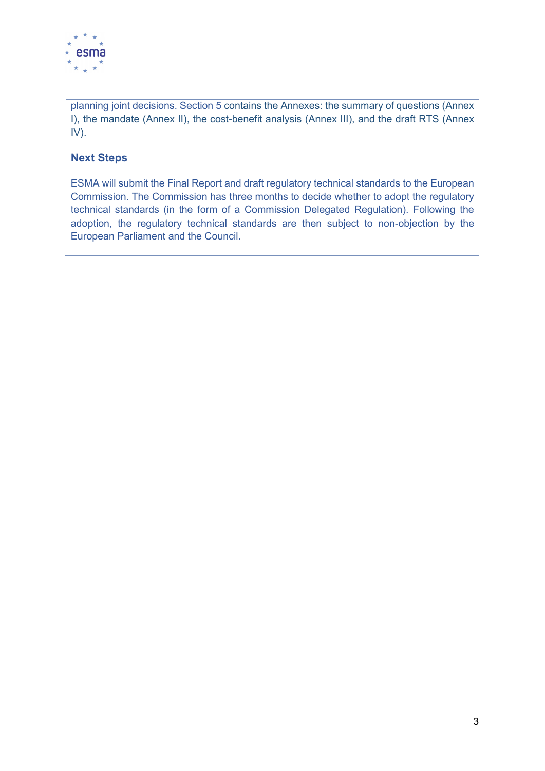planning joint decisions. Section 5 contains the Annexes: the summary of questions (Annex I), the mandate (Annex II), the cost-benefit analysis (Annex III), and the draft RTS (Annex IV).

**Next Steps**

ESMA will submit the Final Report and draft regulatory technical standards to the European Commission. The Commission has three months to decide whether to adopt the regulatory technical standards (in the form of a Commission Delegated Regulation). Following the adoption, the regulatory technical standards are then subject to non-objection by the European Parliament and the Council.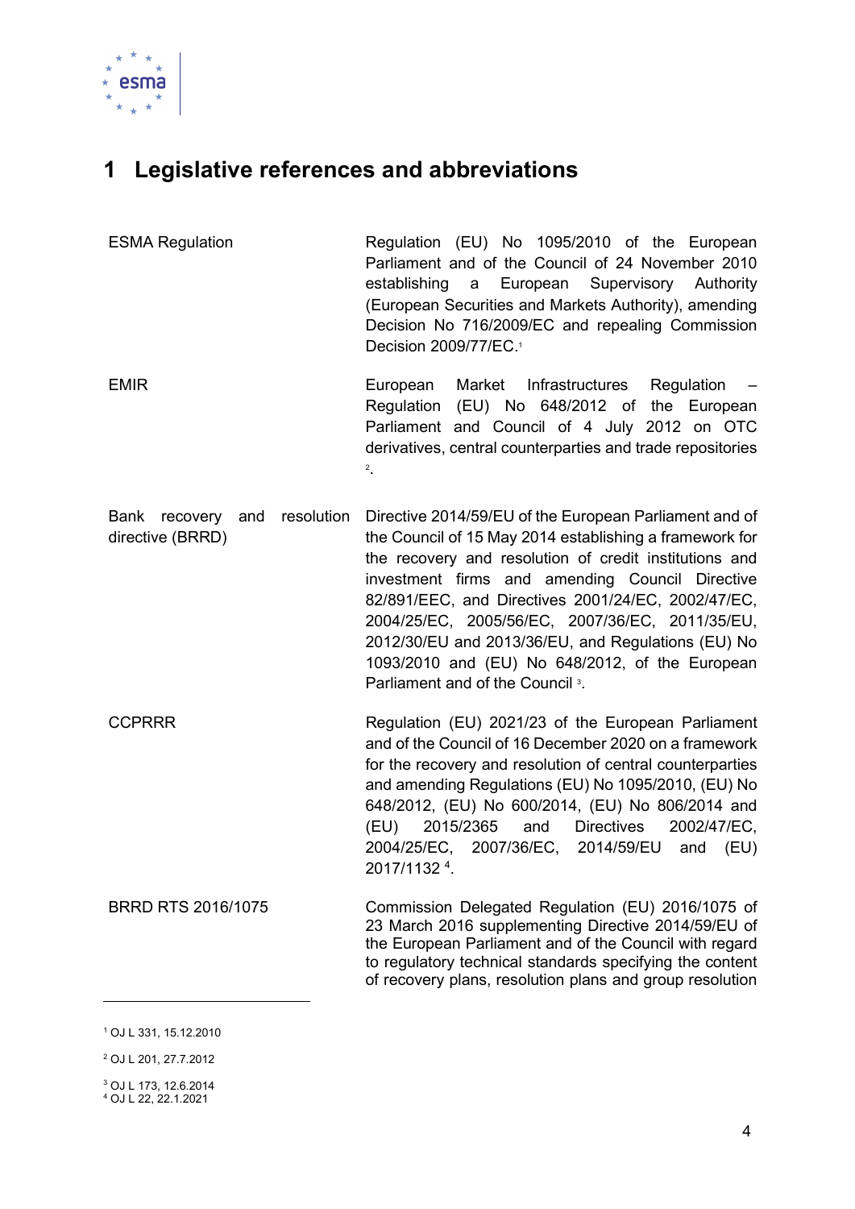# 1 Legislative references and abbreviations

| | |
|---|---|
| ESMA Regulation | Regulation (EU) No 1095/2010 of the European Parliament and of the Council of 24 November 2010 establishing a European Supervisory Authority (European Securities and Markets Authority), amending Decision No 716/2009/EC and repealing Commission Decision 2009/77/EC.[1] |
| EMIR | European Market Infrastructures Regulation – Regulation (EU) No 648/2012 of the European Parliament and Council of 4 July 2012 on OTC derivatives, central counterparties and trade repositories [2]. |
| Bank recovery and resolution directive (BRRD) | Directive 2014/59/EU of the European Parliament and of the Council of 15 May 2014 establishing a framework for the recovery and resolution of credit institutions and investment firms and amending Council Directive 82/891/EEC, and Directives 2001/24/EC, 2002/47/EC, 2004/25/EC, 2005/56/EC, 2007/36/EC, 2011/35/EU, 2012/30/EU and 2013/36/EU, and Regulations (EU) No 1093/2010 and (EU) No 648/2012, of the European Parliament and of the Council [3]. |
| CCPRRR | Regulation (EU) 2021/23 of the European Parliament and of the Council of 16 December 2020 on a framework for the recovery and resolution of central counterparties and amending Regulations (EU) No 1095/2010, (EU) No 648/2012, (EU) No 600/2014, (EU) No 806/2014 and (EU) 2015/2365 and Directives 2002/47/EC, 2004/25/EC, 2007/36/EC, 2014/59/EU and (EU) 2017/1132 [4]. |
| BRRD RTS 2016/1075 | Commission Delegated Regulation (EU) 2016/1075 of 23 March 2016 supplementing Directive 2014/59/EU of the European Parliament and of the Council with regard to regulatory technical standards specifying the content of recovery plans, resolution plans and group resolution |

[1] OJ L 331, 15.12.2010

[2] OJ L 201, 27.7.2012

[3] OJ L 173, 12.6.2014

[4] OJ L 22, 22.1.2021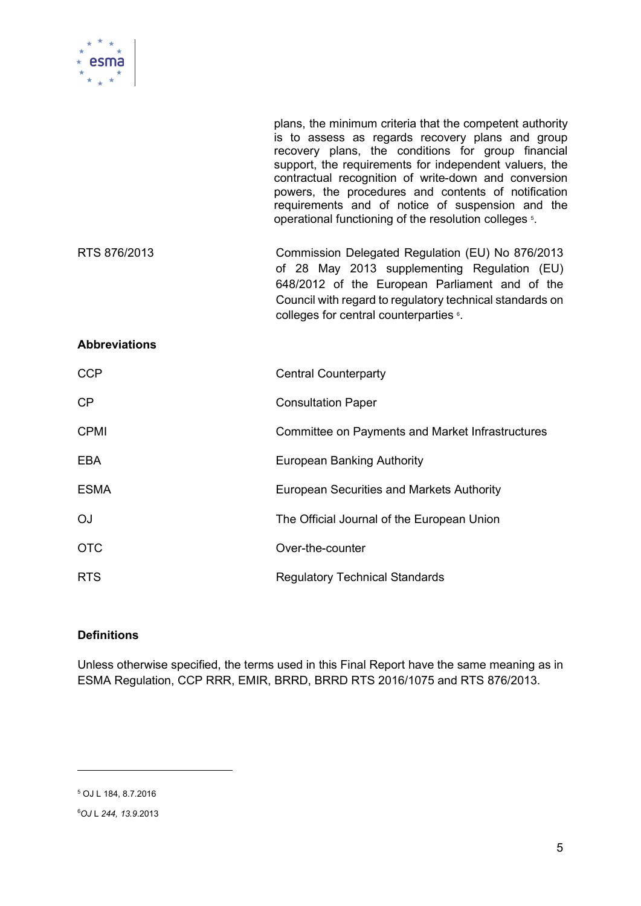| | |
|---|---|
| | plans, the minimum criteria that the competent authority is to assess as regards recovery plans and group recovery plans, the conditions for group financial support, the requirements for independent valuers, the contractual recognition of write-down and conversion powers, the procedures and contents of notification requirements and of notice of suspension and the operational functioning of the resolution colleges [5]. |
| RTS 876/2013 | Commission Delegated Regulation (EU) No 876/2013 of 28 May 2013 supplementing Regulation (EU) 648/2012 of the European Parliament and of the Council with regard to regulatory technical standards on colleges for central counterparties [6]. |

**Abbreviations**

| | |
|---|---|
| CCP | Central Counterparty |
| CP | Consultation Paper |
| CPMI | Committee on Payments and Market Infrastructures |
| EBA | European Banking Authority |
| ESMA | European Securities and Markets Authority |
| OJ | The Official Journal of the European Union |
| OTC | Over-the-counter |
| RTS | Regulatory Technical Standards |

**Definitions**

Unless otherwise specified, the terms used in this Final Report have the same meaning as in ESMA Regulation, CCP RRR, EMIR, BRRD, BRRD RTS 2016/1075 and RTS 876/2013.

---

[5] OJ L 184, 8.7.2016

[6] *OJ* L *244, 13.9.*2013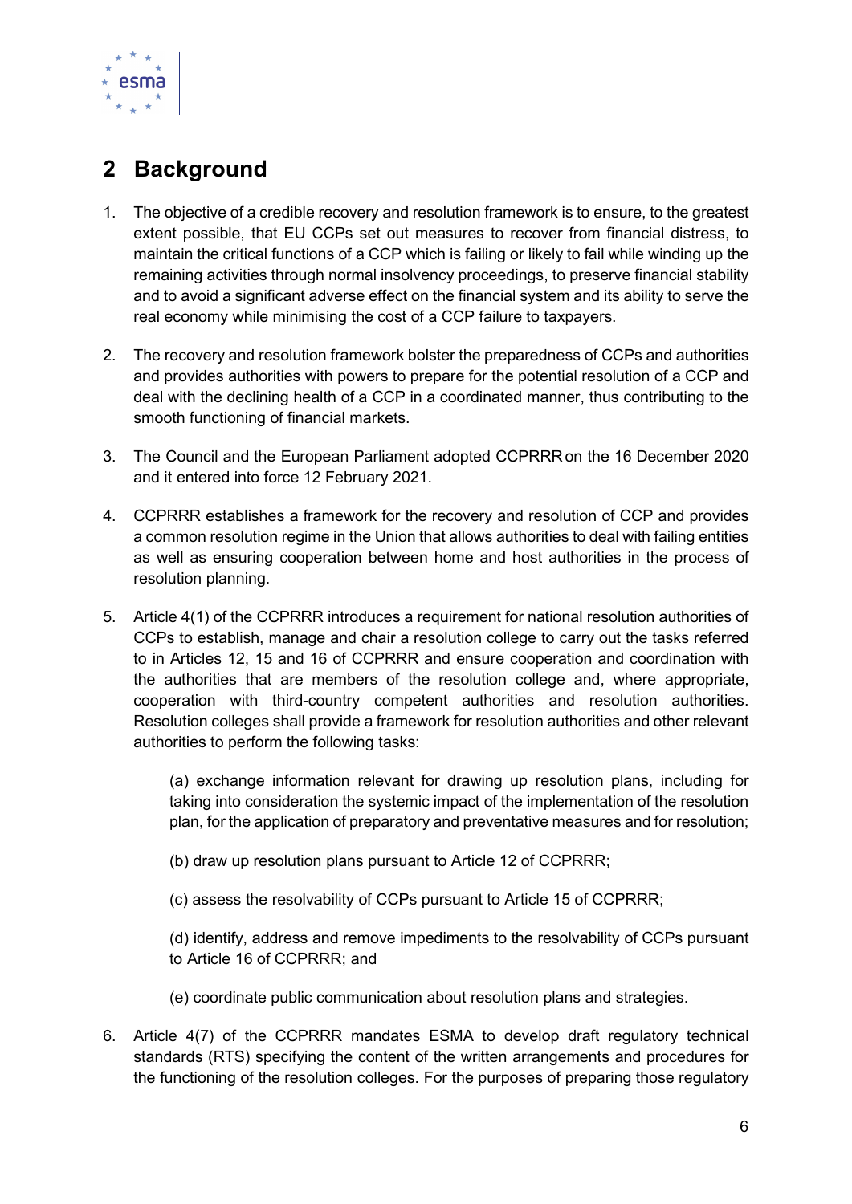# 2 Background

1. The objective of a credible recovery and resolution framework is to ensure, to the greatest extent possible, that EU CCPs set out measures to recover from financial distress, to maintain the critical functions of a CCP which is failing or likely to fail while winding up the remaining activities through normal insolvency proceedings, to preserve financial stability and to avoid a significant adverse effect on the financial system and its ability to serve the real economy while minimising the cost of a CCP failure to taxpayers.

2. The recovery and resolution framework bolster the preparedness of CCPs and authorities and provides authorities with powers to prepare for the potential resolution of a CCP and deal with the declining health of a CCP in a coordinated manner, thus contributing to the smooth functioning of financial markets.

3. The Council and the European Parliament adopted CCPRRR on the 16 December 2020 and it entered into force 12 February 2021.

4. CCPRRR establishes a framework for the recovery and resolution of CCP and provides a common resolution regime in the Union that allows authorities to deal with failing entities as well as ensuring cooperation between home and host authorities in the process of resolution planning.

5. Article 4(1) of the CCPRRR introduces a requirement for national resolution authorities of CCPs to establish, manage and chair a resolution college to carry out the tasks referred to in Articles 12, 15 and 16 of CCPRRR and ensure cooperation and coordination with the authorities that are members of the resolution college and, where appropriate, cooperation with third-country competent authorities and resolution authorities. Resolution colleges shall provide a framework for resolution authorities and other relevant authorities to perform the following tasks:

   (a) exchange information relevant for drawing up resolution plans, including for taking into consideration the systemic impact of the implementation of the resolution plan, for the application of preparatory and preventative measures and for resolution;

   (b) draw up resolution plans pursuant to Article 12 of CCPRRR;

   (c) assess the resolvability of CCPs pursuant to Article 15 of CCPRRR;

   (d) identify, address and remove impediments to the resolvability of CCPs pursuant to Article 16 of CCPRRR; and

   (e) coordinate public communication about resolution plans and strategies.

6. Article 4(7) of the CCPRRR mandates ESMA to develop draft regulatory technical standards (RTS) specifying the content of the written arrangements and procedures for the functioning of the resolution colleges. For the purposes of preparing those regulatory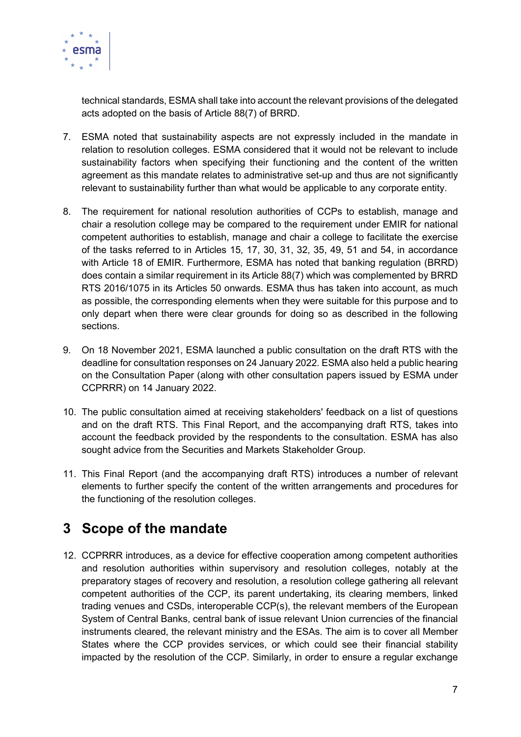technical standards, ESMA shall take into account the relevant provisions of the delegated acts adopted on the basis of Article 88(7) of BRRD.

7. ESMA noted that sustainability aspects are not expressly included in the mandate in relation to resolution colleges. ESMA considered that it would not be relevant to include sustainability factors when specifying their functioning and the content of the written agreement as this mandate relates to administrative set-up and thus are not significantly relevant to sustainability further than what would be applicable to any corporate entity.

8. The requirement for national resolution authorities of CCPs to establish, manage and chair a resolution college may be compared to the requirement under EMIR for national competent authorities to establish, manage and chair a college to facilitate the exercise of the tasks referred to in Articles 15, 17, 30, 31, 32, 35, 49, 51 and 54, in accordance with Article 18 of EMIR. Furthermore, ESMA has noted that banking regulation (BRRD) does contain a similar requirement in its Article 88(7) which was complemented by BRRD RTS 2016/1075 in its Articles 50 onwards. ESMA thus has taken into account, as much as possible, the corresponding elements when they were suitable for this purpose and to only depart when there were clear grounds for doing so as described in the following sections.

9. On 18 November 2021, ESMA launched a public consultation on the draft RTS with the deadline for consultation responses on 24 January 2022. ESMA also held a public hearing on the Consultation Paper (along with other consultation papers issued by ESMA under CCPRRR) on 14 January 2022.

10. The public consultation aimed at receiving stakeholders' feedback on a list of questions and on the draft RTS. This Final Report, and the accompanying draft RTS, takes into account the feedback provided by the respondents to the consultation. ESMA has also sought advice from the Securities and Markets Stakeholder Group.

11. This Final Report (and the accompanying draft RTS) introduces a number of relevant elements to further specify the content of the written arrangements and procedures for the functioning of the resolution colleges.

# 3 Scope of the mandate

12. CCPRRR introduces, as a device for effective cooperation among competent authorities and resolution authorities within supervisory and resolution colleges, notably at the preparatory stages of recovery and resolution, a resolution college gathering all relevant competent authorities of the CCP, its parent undertaking, its clearing members, linked trading venues and CSDs, interoperable CCP(s), the relevant members of the European System of Central Banks, central bank of issue relevant Union currencies of the financial instruments cleared, the relevant ministry and the ESAs. The aim is to cover all Member States where the CCP provides services, or which could see their financial stability impacted by the resolution of the CCP. Similarly, in order to ensure a regular exchange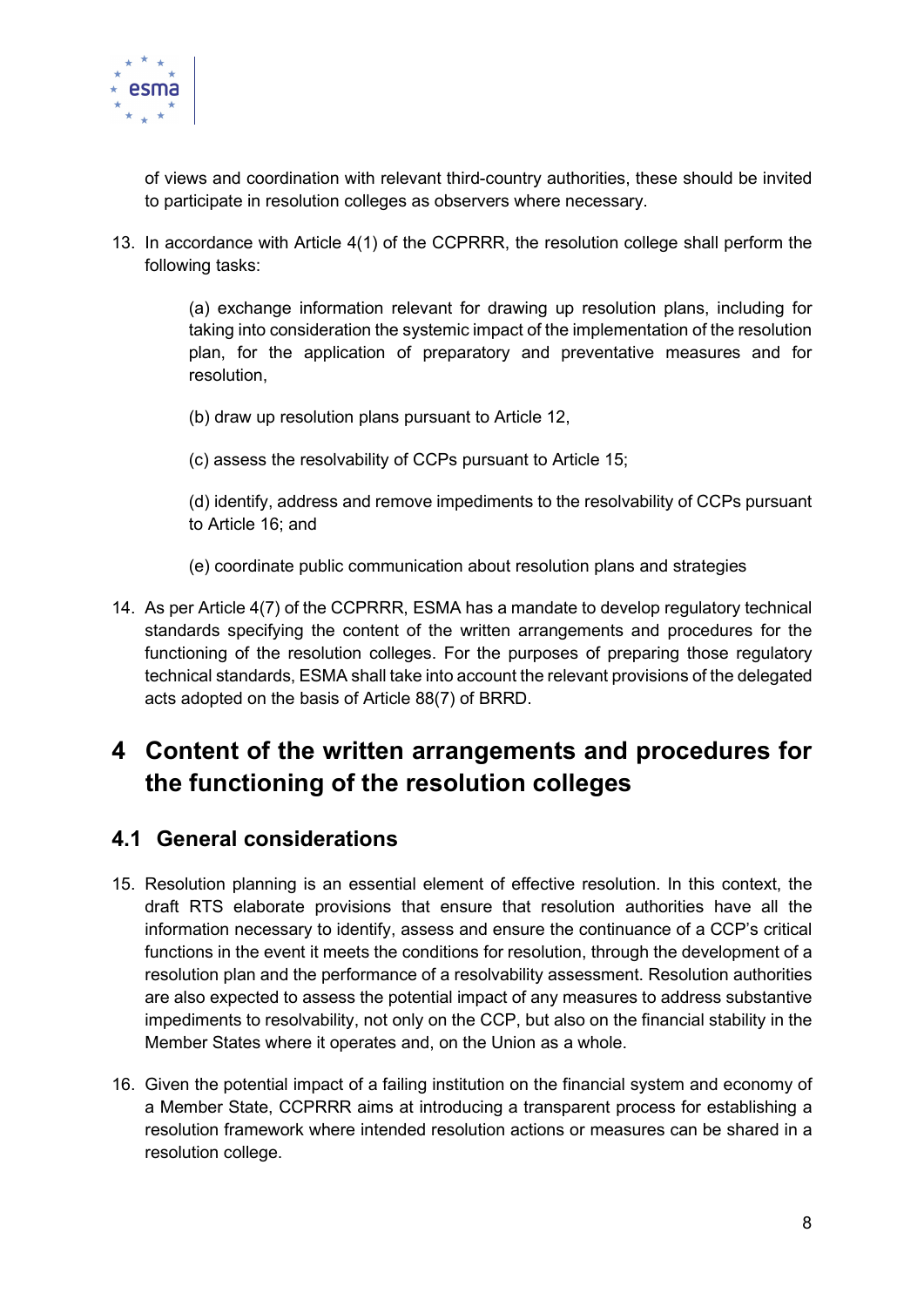of views and coordination with relevant third-country authorities, these should be invited to participate in resolution colleges as observers where necessary.

13. In accordance with Article 4(1) of the CCPRRR, the resolution college shall perform the following tasks:

    (a) exchange information relevant for drawing up resolution plans, including for taking into consideration the systemic impact of the implementation of the resolution plan, for the application of preparatory and preventative measures and for resolution,

    (b) draw up resolution plans pursuant to Article 12,

    (c) assess the resolvability of CCPs pursuant to Article 15;

    (d) identify, address and remove impediments to the resolvability of CCPs pursuant to Article 16; and

    (e) coordinate public communication about resolution plans and strategies

14. As per Article 4(7) of the CCPRRR, ESMA has a mandate to develop regulatory technical standards specifying the content of the written arrangements and procedures for the functioning of the resolution colleges. For the purposes of preparing those regulatory technical standards, ESMA shall take into account the relevant provisions of the delegated acts adopted on the basis of Article 88(7) of BRRD.

# 4 Content of the written arrangements and procedures for the functioning of the resolution colleges

## 4.1 General considerations

15. Resolution planning is an essential element of effective resolution. In this context, the draft RTS elaborate provisions that ensure that resolution authorities have all the information necessary to identify, assess and ensure the continuance of a CCP's critical functions in the event it meets the conditions for resolution, through the development of a resolution plan and the performance of a resolvability assessment. Resolution authorities are also expected to assess the potential impact of any measures to address substantive impediments to resolvability, not only on the CCP, but also on the financial stability in the Member States where it operates and, on the Union as a whole.

16. Given the potential impact of a failing institution on the financial system and economy of a Member State, CCPRRR aims at introducing a transparent process for establishing a resolution framework where intended resolution actions or measures can be shared in a resolution college.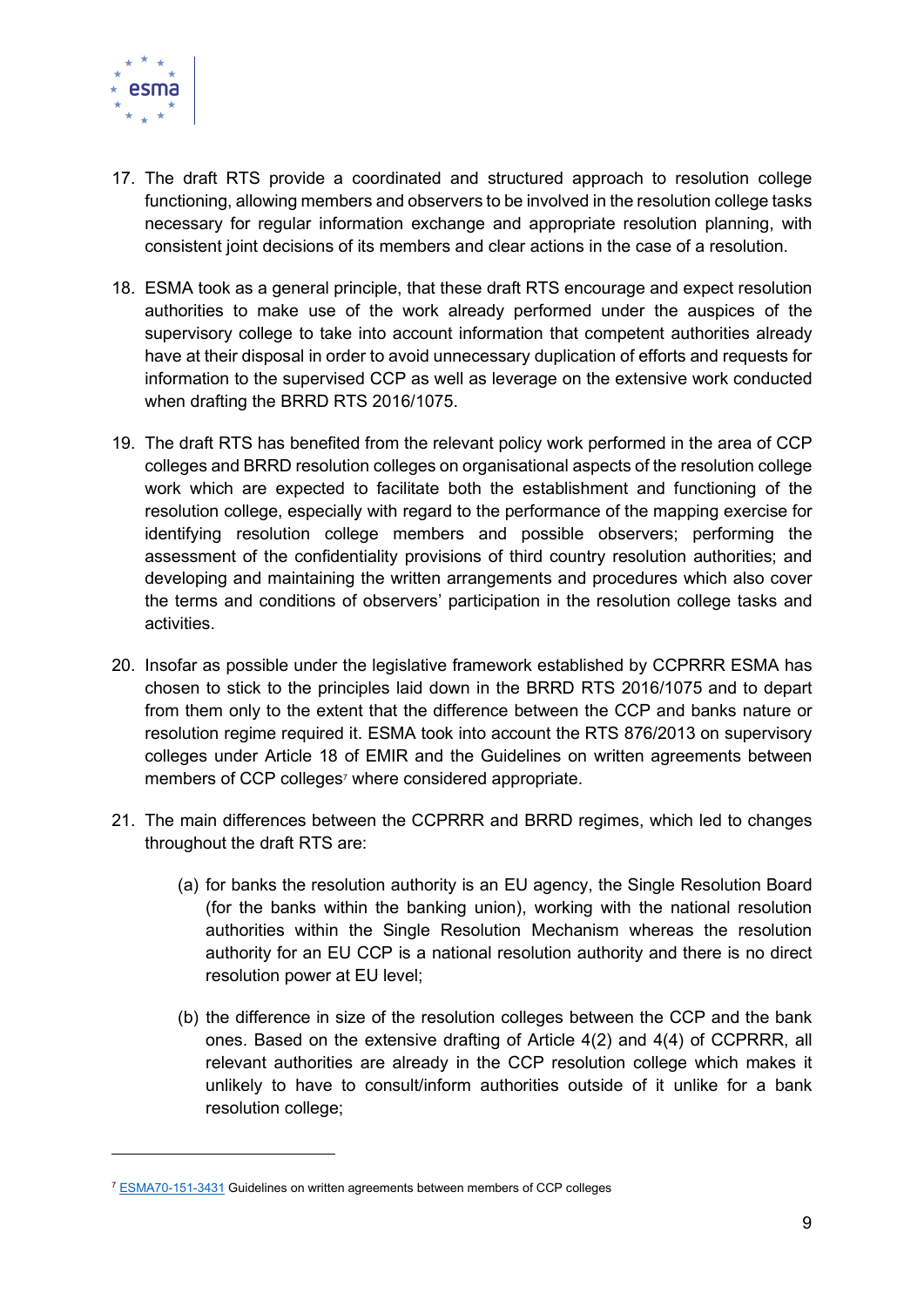17. The draft RTS provide a coordinated and structured approach to resolution college functioning, allowing members and observers to be involved in the resolution college tasks necessary for regular information exchange and appropriate resolution planning, with consistent joint decisions of its members and clear actions in the case of a resolution.

18. ESMA took as a general principle, that these draft RTS encourage and expect resolution authorities to make use of the work already performed under the auspices of the supervisory college to take into account information that competent authorities already have at their disposal in order to avoid unnecessary duplication of efforts and requests for information to the supervised CCP as well as leverage on the extensive work conducted when drafting the BRRD RTS 2016/1075.

19. The draft RTS has benefited from the relevant policy work performed in the area of CCP colleges and BRRD resolution colleges on organisational aspects of the resolution college work which are expected to facilitate both the establishment and functioning of the resolution college, especially with regard to the performance of the mapping exercise for identifying resolution college members and possible observers; performing the assessment of the confidentiality provisions of third country resolution authorities; and developing and maintaining the written arrangements and procedures which also cover the terms and conditions of observers' participation in the resolution college tasks and activities.

20. Insofar as possible under the legislative framework established by CCPRRR ESMA has chosen to stick to the principles laid down in the BRRD RTS 2016/1075 and to depart from them only to the extent that the difference between the CCP and banks nature or resolution regime required it. ESMA took into account the RTS 876/2013 on supervisory colleges under Article 18 of EMIR and the Guidelines on written agreements between members of CCP colleges[7] where considered appropriate.

21. The main differences between the CCPRRR and BRRD regimes, which led to changes throughout the draft RTS are:

    (a) for banks the resolution authority is an EU agency, the Single Resolution Board (for the banks within the banking union), working with the national resolution authorities within the Single Resolution Mechanism whereas the resolution authority for an EU CCP is a national resolution authority and there is no direct resolution power at EU level;

    (b) the difference in size of the resolution colleges between the CCP and the bank ones. Based on the extensive drafting of Article 4(2) and 4(4) of CCPRRR, all relevant authorities are already in the CCP resolution college which makes it unlikely to have to consult/inform authorities outside of it unlike for a bank resolution college;

---

[7] ESMA70-151-3431 Guidelines on written agreements between members of CCP colleges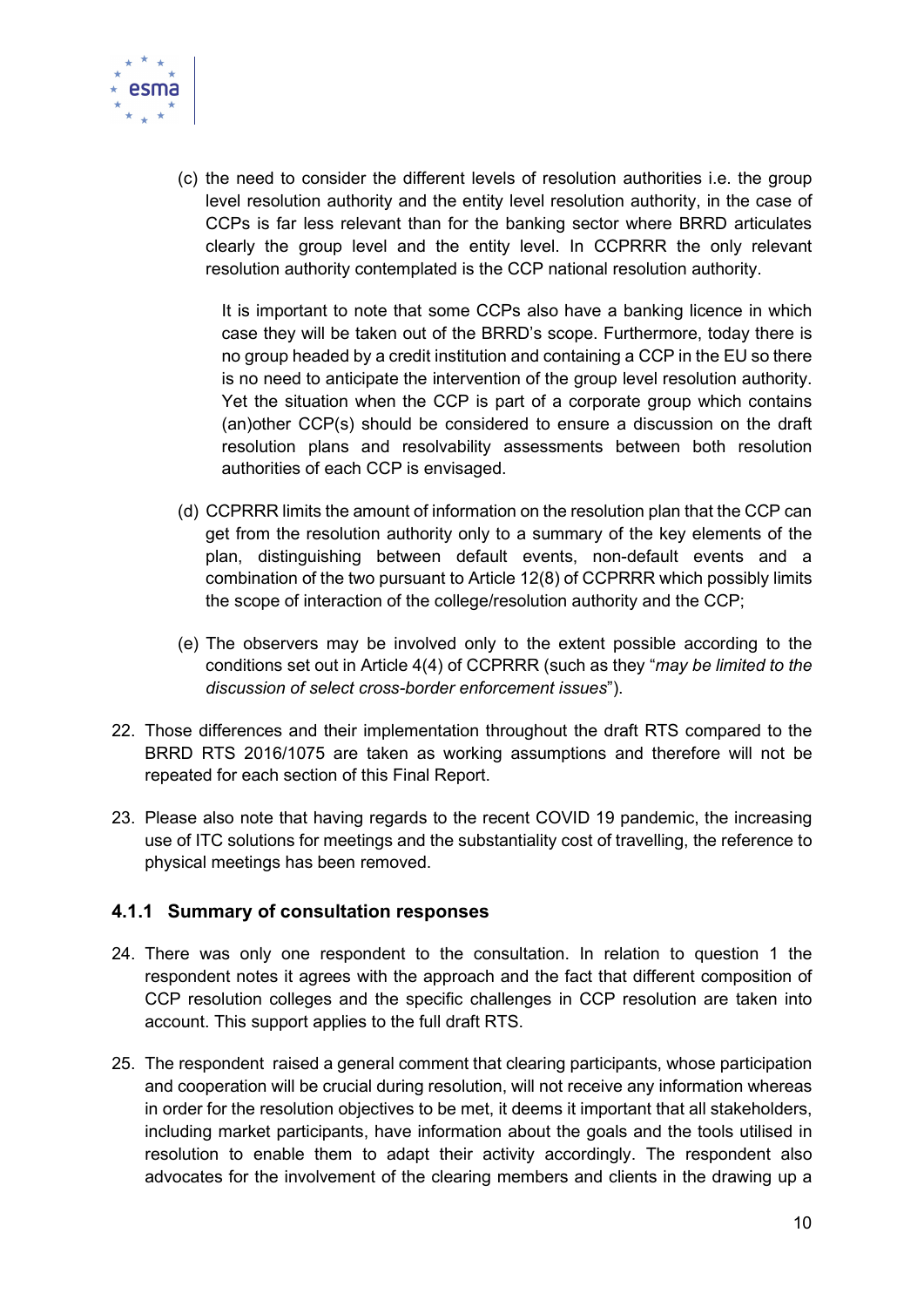(c) the need to consider the different levels of resolution authorities i.e. the group level resolution authority and the entity level resolution authority, in the case of CCPs is far less relevant than for the banking sector where BRRD articulates clearly the group level and the entity level. In CCPRRR the only relevant resolution authority contemplated is the CCP national resolution authority.

   It is important to note that some CCPs also have a banking licence in which case they will be taken out of the BRRD's scope. Furthermore, today there is no group headed by a credit institution and containing a CCP in the EU so there is no need to anticipate the intervention of the group level resolution authority. Yet the situation when the CCP is part of a corporate group which contains (an)other CCP(s) should be considered to ensure a discussion on the draft resolution plans and resolvability assessments between both resolution authorities of each CCP is envisaged.

(d) CCPRRR limits the amount of information on the resolution plan that the CCP can get from the resolution authority only to a summary of the key elements of the plan, distinguishing between default events, non-default events and a combination of the two pursuant to Article 12(8) of CCPRRR which possibly limits the scope of interaction of the college/resolution authority and the CCP;

(e) The observers may be involved only to the extent possible according to the conditions set out in Article 4(4) of CCPRRR (such as they "*may be limited to the discussion of select cross-border enforcement issues*").

22. Those differences and their implementation throughout the draft RTS compared to the BRRD RTS 2016/1075 are taken as working assumptions and therefore will not be repeated for each section of this Final Report.

23. Please also note that having regards to the recent COVID 19 pandemic, the increasing use of ITC solutions for meetings and the substantiality cost of travelling, the reference to physical meetings has been removed.

### 4.1.1 Summary of consultation responses

24. There was only one respondent to the consultation. In relation to question 1 the respondent notes it agrees with the approach and the fact that different composition of CCP resolution colleges and the specific challenges in CCP resolution are taken into account. This support applies to the full draft RTS.

25. The respondent raised a general comment that clearing participants, whose participation and cooperation will be crucial during resolution, will not receive any information whereas in order for the resolution objectives to be met, it deems it important that all stakeholders, including market participants, have information about the goals and the tools utilised in resolution to enable them to adapt their activity accordingly. The respondent also advocates for the involvement of the clearing members and clients in the drawing up a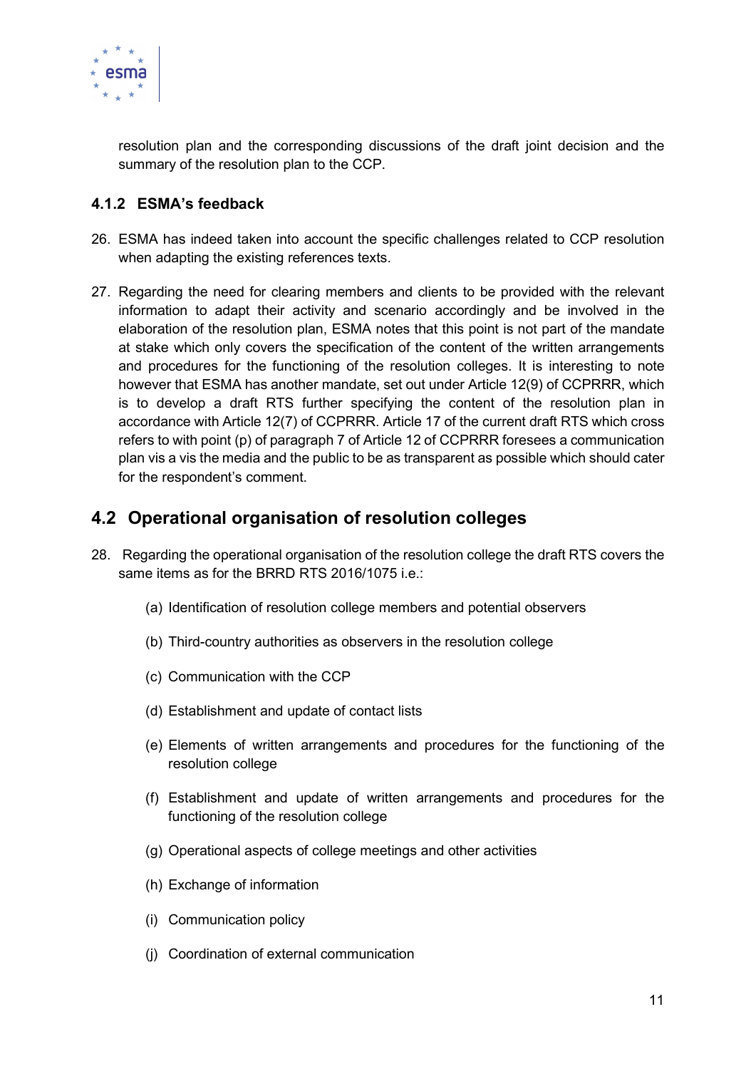resolution plan and the corresponding discussions of the draft joint decision and the summary of the resolution plan to the CCP.

### 4.1.2 ESMA's feedback

26. ESMA has indeed taken into account the specific challenges related to CCP resolution when adapting the existing references texts.

27. Regarding the need for clearing members and clients to be provided with the relevant information to adapt their activity and scenario accordingly and be involved in the elaboration of the resolution plan, ESMA notes that this point is not part of the mandate at stake which only covers the specification of the content of the written arrangements and procedures for the functioning of the resolution colleges. It is interesting to note however that ESMA has another mandate, set out under Article 12(9) of CCPRRR, which is to develop a draft RTS further specifying the content of the resolution plan in accordance with Article 12(7) of CCPRRR. Article 17 of the current draft RTS which cross refers to with point (p) of paragraph 7 of Article 12 of CCPRRR foresees a communication plan vis a vis the media and the public to be as transparent as possible which should cater for the respondent's comment.

## 4.2 Operational organisation of resolution colleges

28. Regarding the operational organisation of the resolution college the draft RTS covers the same items as for the BRRD RTS 2016/1075 i.e.:

    (a) Identification of resolution college members and potential observers

    (b) Third-country authorities as observers in the resolution college

    (c) Communication with the CCP

    (d) Establishment and update of contact lists

    (e) Elements of written arrangements and procedures for the functioning of the resolution college

    (f) Establishment and update of written arrangements and procedures for the functioning of the resolution college

    (g) Operational aspects of college meetings and other activities

    (h) Exchange of information

    (i) Communication policy

    (j) Coordination of external communication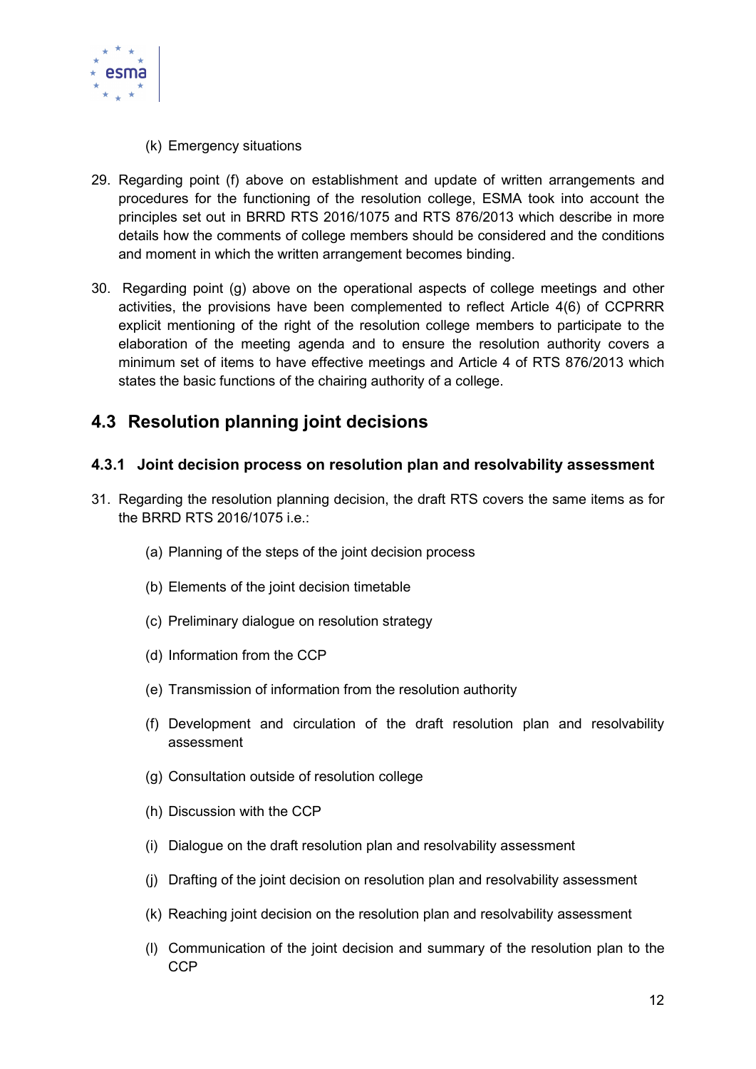(k) Emergency situations

29. Regarding point (f) above on establishment and update of written arrangements and procedures for the functioning of the resolution college, ESMA took into account the principles set out in BRRD RTS 2016/1075 and RTS 876/2013 which describe in more details how the comments of college members should be considered and the conditions and moment in which the written arrangement becomes binding.

30. Regarding point (g) above on the operational aspects of college meetings and other activities, the provisions have been complemented to reflect Article 4(6) of CCPRRR explicit mentioning of the right of the resolution college members to participate to the elaboration of the meeting agenda and to ensure the resolution authority covers a minimum set of items to have effective meetings and Article 4 of RTS 876/2013 which states the basic functions of the chairing authority of a college.

## 4.3 Resolution planning joint decisions

### 4.3.1 Joint decision process on resolution plan and resolvability assessment

31. Regarding the resolution planning decision, the draft RTS covers the same items as for the BRRD RTS 2016/1075 i.e.:

    (a) Planning of the steps of the joint decision process

    (b) Elements of the joint decision timetable

    (c) Preliminary dialogue on resolution strategy

    (d) Information from the CCP

    (e) Transmission of information from the resolution authority

    (f) Development and circulation of the draft resolution plan and resolvability assessment

    (g) Consultation outside of resolution college

    (h) Discussion with the CCP

    (i) Dialogue on the draft resolution plan and resolvability assessment

    (j) Drafting of the joint decision on resolution plan and resolvability assessment

    (k) Reaching joint decision on the resolution plan and resolvability assessment

    (l) Communication of the joint decision and summary of the resolution plan to the CCP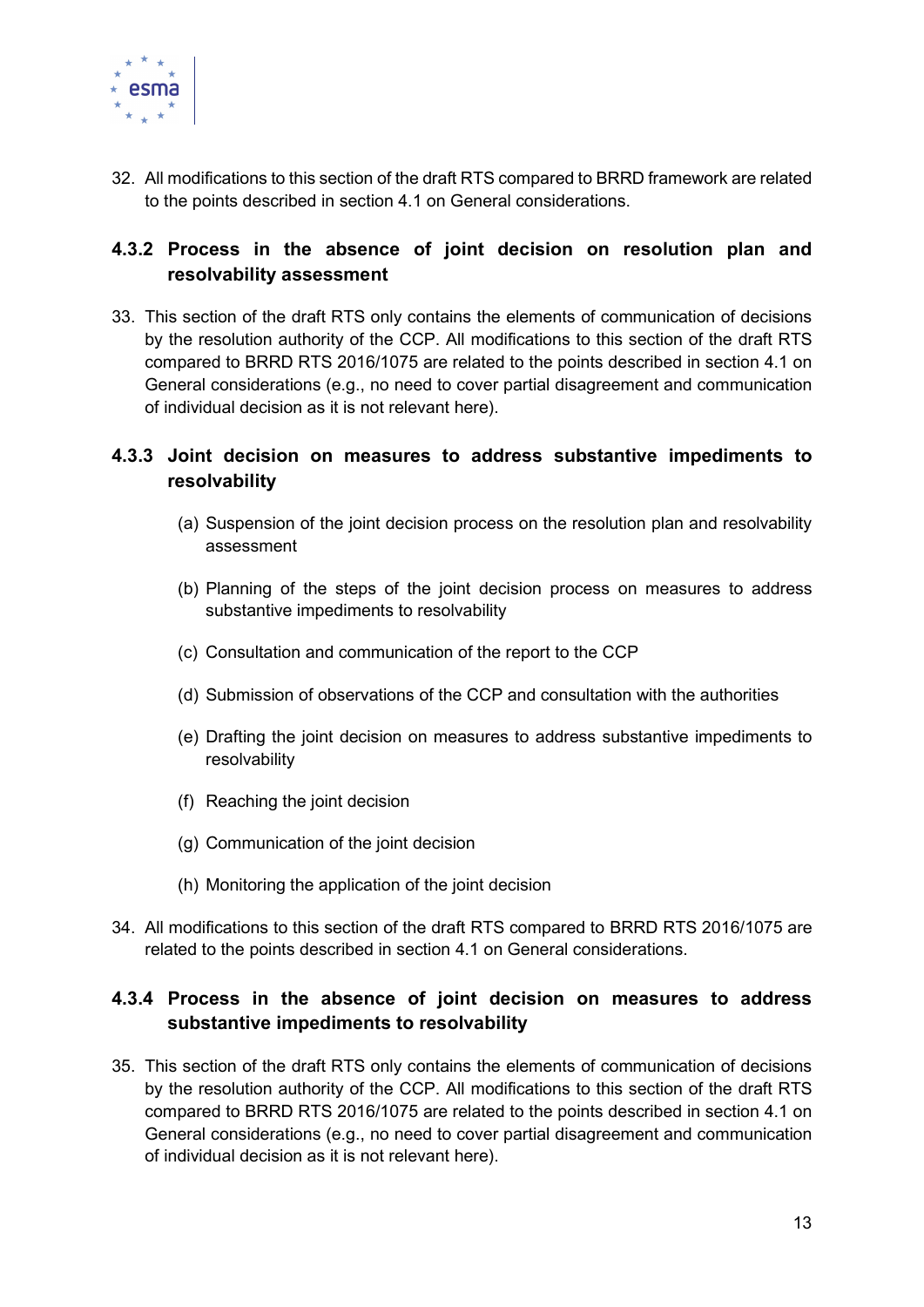32. All modifications to this section of the draft RTS compared to BRRD framework are related to the points described in section 4.1 on General considerations.

### 4.3.2 Process in the absence of joint decision on resolution plan and resolvability assessment

33. This section of the draft RTS only contains the elements of communication of decisions by the resolution authority of the CCP. All modifications to this section of the draft RTS compared to BRRD RTS 2016/1075 are related to the points described in section 4.1 on General considerations (e.g., no need to cover partial disagreement and communication of individual decision as it is not relevant here).

### 4.3.3 Joint decision on measures to address substantive impediments to resolvability

(a) Suspension of the joint decision process on the resolution plan and resolvability assessment

(b) Planning of the steps of the joint decision process on measures to address substantive impediments to resolvability

(c) Consultation and communication of the report to the CCP

(d) Submission of observations of the CCP and consultation with the authorities

(e) Drafting the joint decision on measures to address substantive impediments to resolvability

(f) Reaching the joint decision

(g) Communication of the joint decision

(h) Monitoring the application of the joint decision

34. All modifications to this section of the draft RTS compared to BRRD RTS 2016/1075 are related to the points described in section 4.1 on General considerations.

### 4.3.4 Process in the absence of joint decision on measures to address substantive impediments to resolvability

35. This section of the draft RTS only contains the elements of communication of decisions by the resolution authority of the CCP. All modifications to this section of the draft RTS compared to BRRD RTS 2016/1075 are related to the points described in section 4.1 on General considerations (e.g., no need to cover partial disagreement and communication of individual decision as it is not relevant here).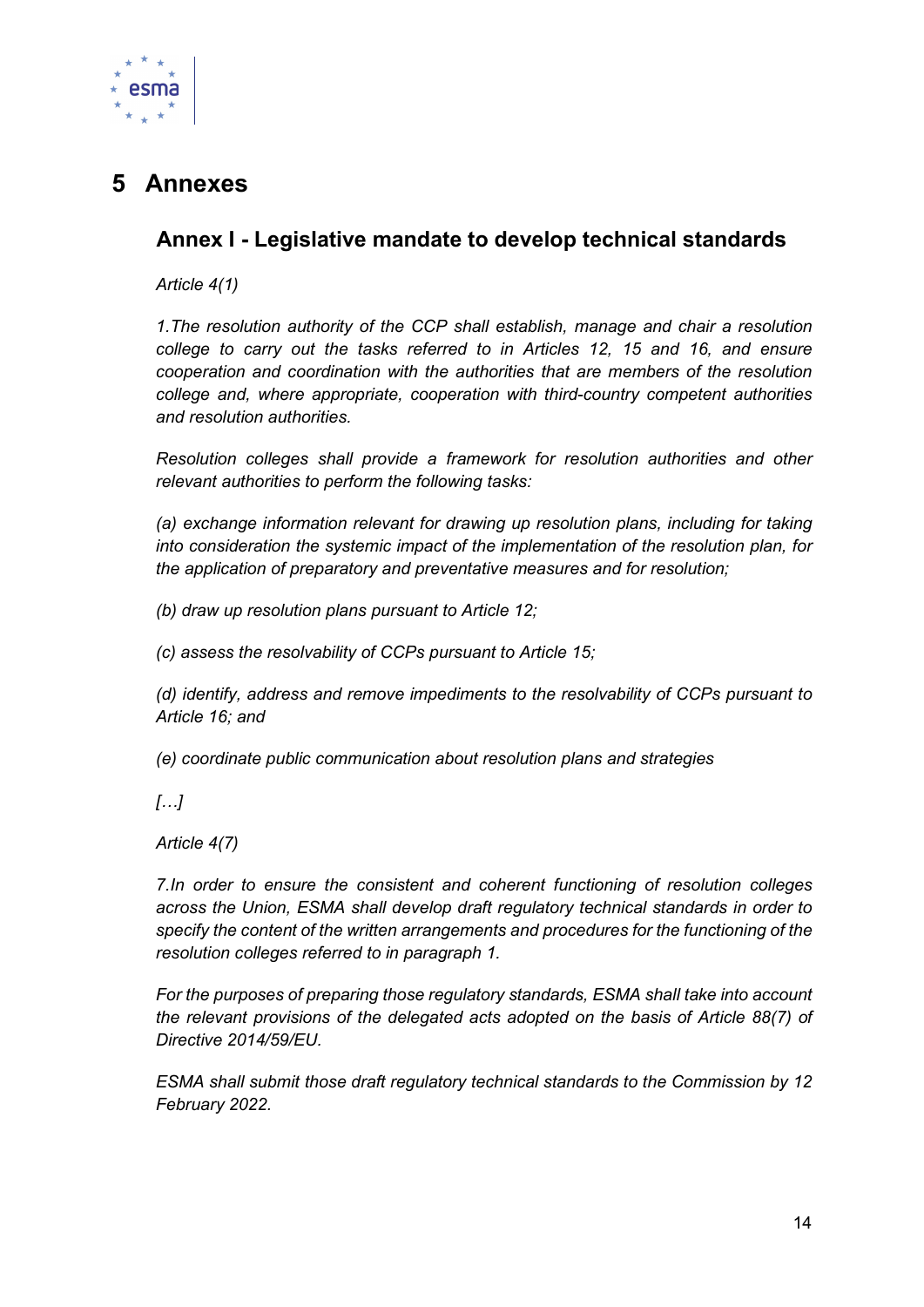# 5 Annexes

## Annex I - Legislative mandate to develop technical standards

*Article 4(1)*

*1.The resolution authority of the CCP shall establish, manage and chair a resolution college to carry out the tasks referred to in Articles 12, 15 and 16, and ensure cooperation and coordination with the authorities that are members of the resolution college and, where appropriate, cooperation with third-country competent authorities and resolution authorities.*

*Resolution colleges shall provide a framework for resolution authorities and other relevant authorities to perform the following tasks:*

*(a) exchange information relevant for drawing up resolution plans, including for taking into consideration the systemic impact of the implementation of the resolution plan, for the application of preparatory and preventative measures and for resolution;*

*(b) draw up resolution plans pursuant to Article 12;*

*(c) assess the resolvability of CCPs pursuant to Article 15;*

*(d) identify, address and remove impediments to the resolvability of CCPs pursuant to Article 16; and*

*(e) coordinate public communication about resolution plans and strategies*

*[…]*

*Article 4(7)*

*7.In order to ensure the consistent and coherent functioning of resolution colleges across the Union, ESMA shall develop draft regulatory technical standards in order to specify the content of the written arrangements and procedures for the functioning of the resolution colleges referred to in paragraph 1.*

*For the purposes of preparing those regulatory standards, ESMA shall take into account the relevant provisions of the delegated acts adopted on the basis of Article 88(7) of Directive 2014/59/EU.*

*ESMA shall submit those draft regulatory technical standards to the Commission by 12 February 2022.*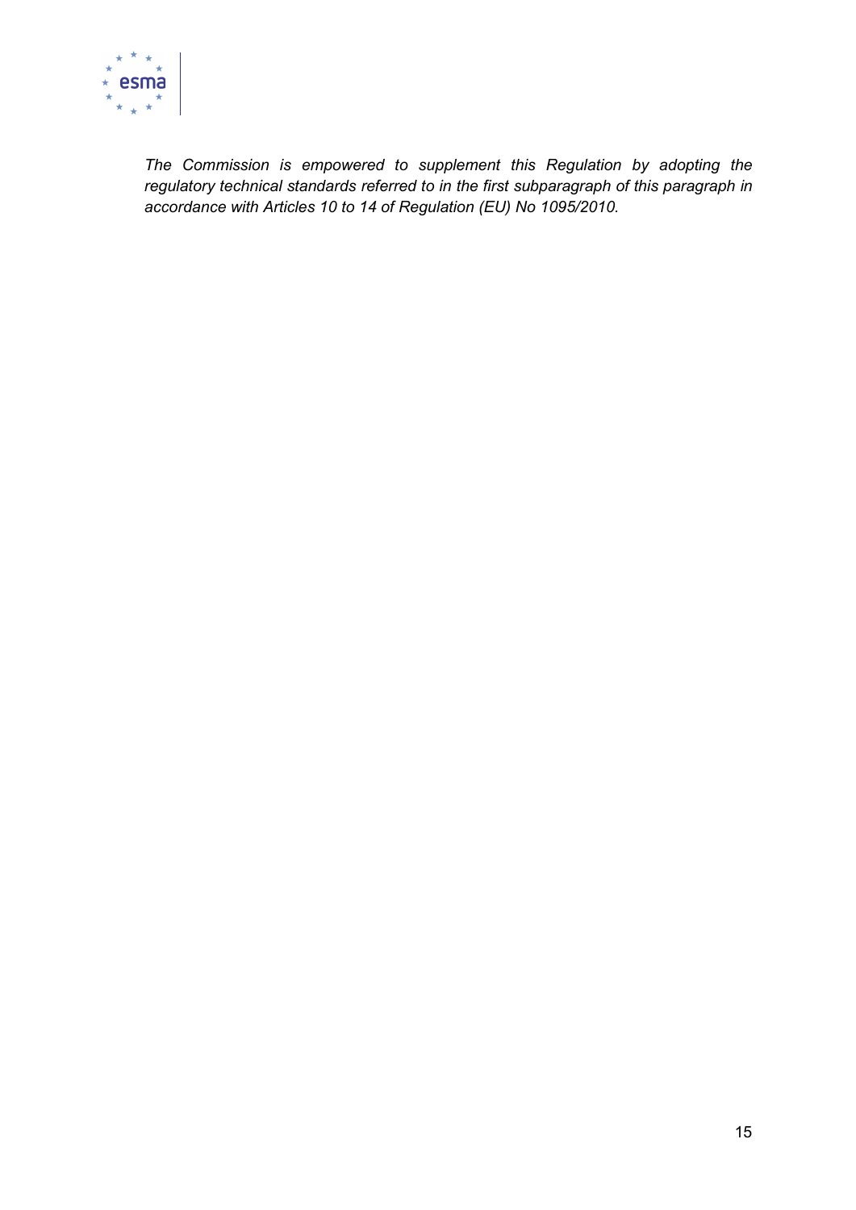*The Commission is empowered to supplement this Regulation by adopting the regulatory technical standards referred to in the first subparagraph of this paragraph in accordance with Articles 10 to 14 of Regulation (EU) No 1095/2010.*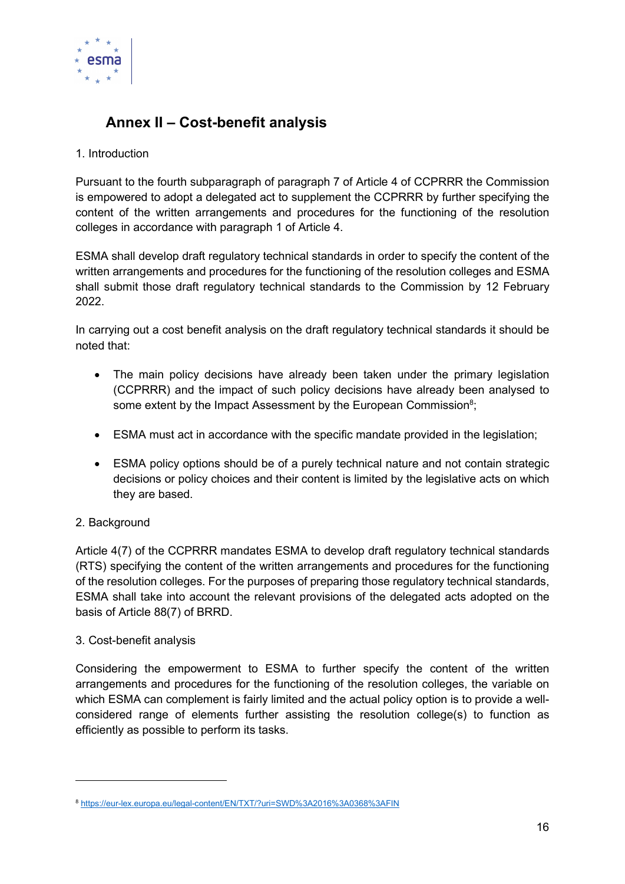# Annex II – Cost-benefit analysis

1. Introduction

Pursuant to the fourth subparagraph of paragraph 7 of Article 4 of CCPRRR the Commission is empowered to adopt a delegated act to supplement the CCPRRR by further specifying the content of the written arrangements and procedures for the functioning of the resolution colleges in accordance with paragraph 1 of Article 4.

ESMA shall develop draft regulatory technical standards in order to specify the content of the written arrangements and procedures for the functioning of the resolution colleges and ESMA shall submit those draft regulatory technical standards to the Commission by 12 February 2022.

In carrying out a cost benefit analysis on the draft regulatory technical standards it should be noted that:

- The main policy decisions have already been taken under the primary legislation (CCPRRR) and the impact of such policy decisions have already been analysed to some extent by the Impact Assessment by the European Commission[8];

- ESMA must act in accordance with the specific mandate provided in the legislation;

- ESMA policy options should be of a purely technical nature and not contain strategic decisions or policy choices and their content is limited by the legislative acts on which they are based.

2. Background

Article 4(7) of the CCPRRR mandates ESMA to develop draft regulatory technical standards (RTS) specifying the content of the written arrangements and procedures for the functioning of the resolution colleges. For the purposes of preparing those regulatory technical standards, ESMA shall take into account the relevant provisions of the delegated acts adopted on the basis of Article 88(7) of BRRD.

3. Cost-benefit analysis

Considering the empowerment to ESMA to further specify the content of the written arrangements and procedures for the functioning of the resolution colleges, the variable on which ESMA can complement is fairly limited and the actual policy option is to provide a well-considered range of elements further assisting the resolution college(s) to function as efficiently as possible to perform its tasks.

---

[8] https://eur-lex.europa.eu/legal-content/EN/TXT/?uri=SWD%3A2016%3A0368%3AFIN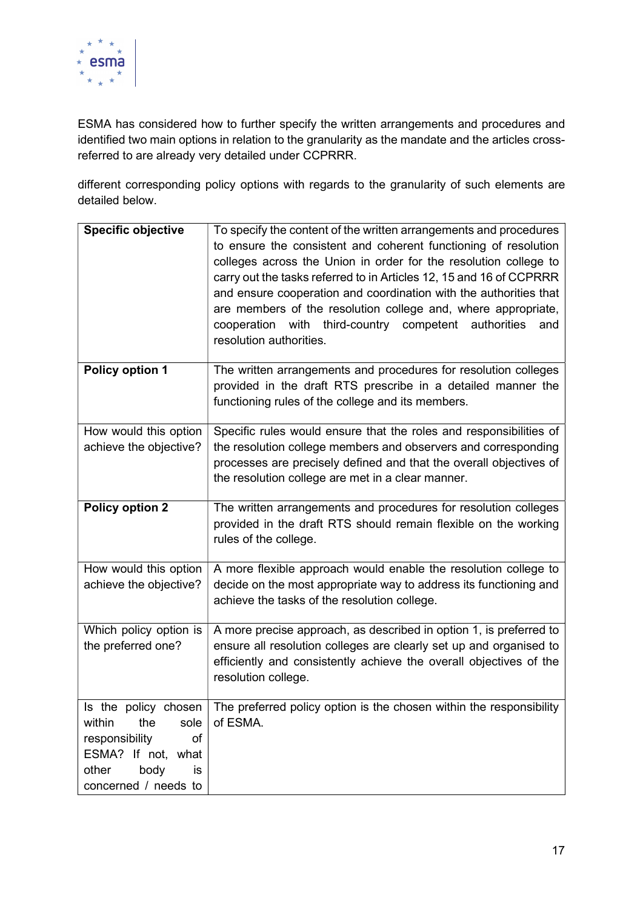ESMA has considered how to further specify the written arrangements and procedures and identified two main options in relation to the granularity as the mandate and the articles cross-referred to are already very detailed under CCPRRR.

different corresponding policy options with regards to the granularity of such elements are detailed below.

| **Specific objective** | To specify the content of the written arrangements and procedures to ensure the consistent and coherent functioning of resolution colleges across the Union in order for the resolution college to carry out the tasks referred to in Articles 12, 15 and 16 of CCPRRR and ensure cooperation and coordination with the authorities that are members of the resolution college and, where appropriate, cooperation with third-country competent authorities and resolution authorities. |
|---|---|
| **Policy option 1** | The written arrangements and procedures for resolution colleges provided in the draft RTS prescribe in a detailed manner the functioning rules of the college and its members. |
| How would this option achieve the objective? | Specific rules would ensure that the roles and responsibilities of the resolution college members and observers and corresponding processes are precisely defined and that the overall objectives of the resolution college are met in a clear manner. |
| **Policy option 2** | The written arrangements and procedures for resolution colleges provided in the draft RTS should remain flexible on the working rules of the college. |
| How would this option achieve the objective? | A more flexible approach would enable the resolution college to decide on the most appropriate way to address its functioning and achieve the tasks of the resolution college. |
| Which policy option is the preferred one? | A more precise approach, as described in option 1, is preferred to ensure all resolution colleges are clearly set up and organised to efficiently and consistently achieve the overall objectives of the resolution college. |
| Is the policy chosen within the sole responsibility of ESMA? If not, what other body is concerned / needs to | The preferred policy option is the chosen within the responsibility of ESMA. |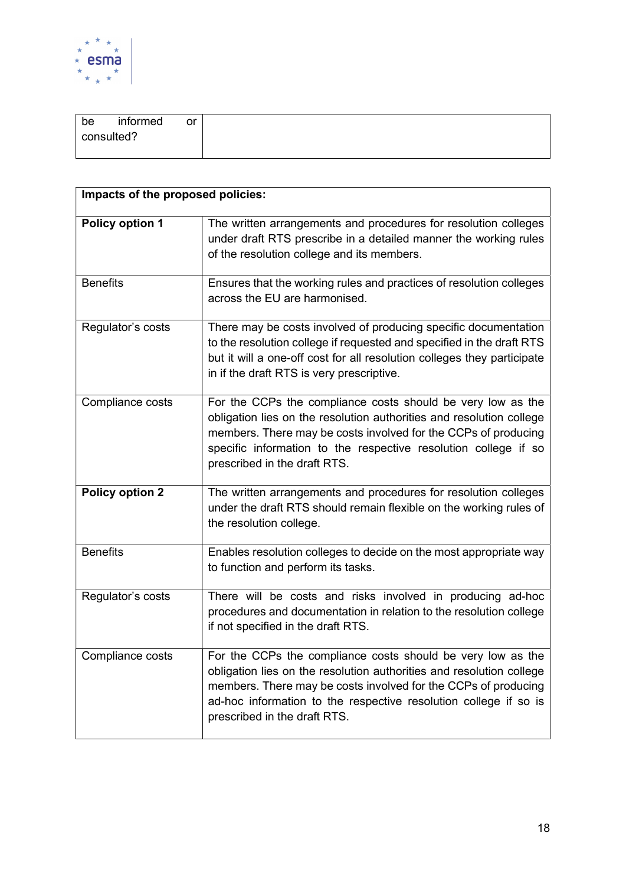| be informed or consulted? | |
|---|---|

| **Impacts of the proposed policies:** | |
|---|---|
| **Policy option 1** | The written arrangements and procedures for resolution colleges under draft RTS prescribe in a detailed manner the working rules of the resolution college and its members. |
| Benefits | Ensures that the working rules and practices of resolution colleges across the EU are harmonised. |
| Regulator's costs | There may be costs involved of producing specific documentation to the resolution college if requested and specified in the draft RTS but it will a one-off cost for all resolution colleges they participate in if the draft RTS is very prescriptive. |
| Compliance costs | For the CCPs the compliance costs should be very low as the obligation lies on the resolution authorities and resolution college members. There may be costs involved for the CCPs of producing specific information to the respective resolution college if so prescribed in the draft RTS. |
| **Policy option 2** | The written arrangements and procedures for resolution colleges under the draft RTS should remain flexible on the working rules of the resolution college. |
| Benefits | Enables resolution colleges to decide on the most appropriate way to function and perform its tasks. |
| Regulator's costs | There will be costs and risks involved in producing ad-hoc procedures and documentation in relation to the resolution college if not specified in the draft RTS. |
| Compliance costs | For the CCPs the compliance costs should be very low as the obligation lies on the resolution authorities and resolution college members. There may be costs involved for the CCPs of producing ad-hoc information to the respective resolution college if so is prescribed in the draft RTS. |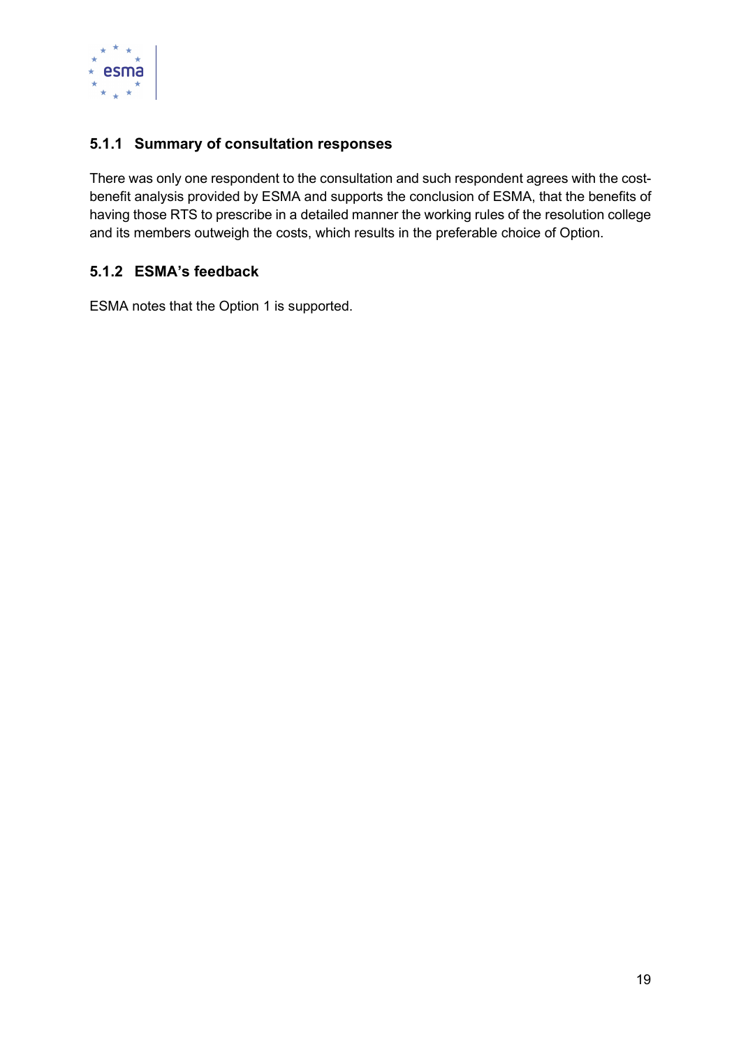### 5.1.1 Summary of consultation responses

There was only one respondent to the consultation and such respondent agrees with the cost-benefit analysis provided by ESMA and supports the conclusion of ESMA, that the benefits of having those RTS to prescribe in a detailed manner the working rules of the resolution college and its members outweigh the costs, which results in the preferable choice of Option.

### 5.1.2 ESMA's feedback

ESMA notes that the Option 1 is supported.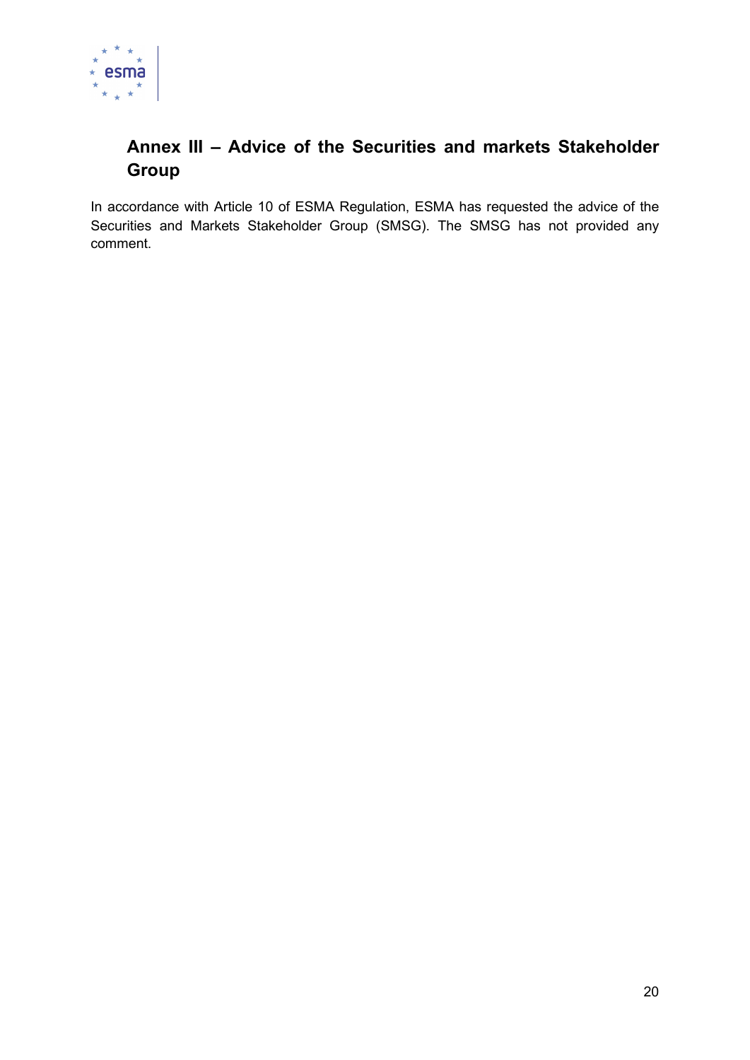# Annex III – Advice of the Securities and markets Stakeholder Group

In accordance with Article 10 of ESMA Regulation, ESMA has requested the advice of the Securities and Markets Stakeholder Group (SMSG). The SMSG has not provided any comment.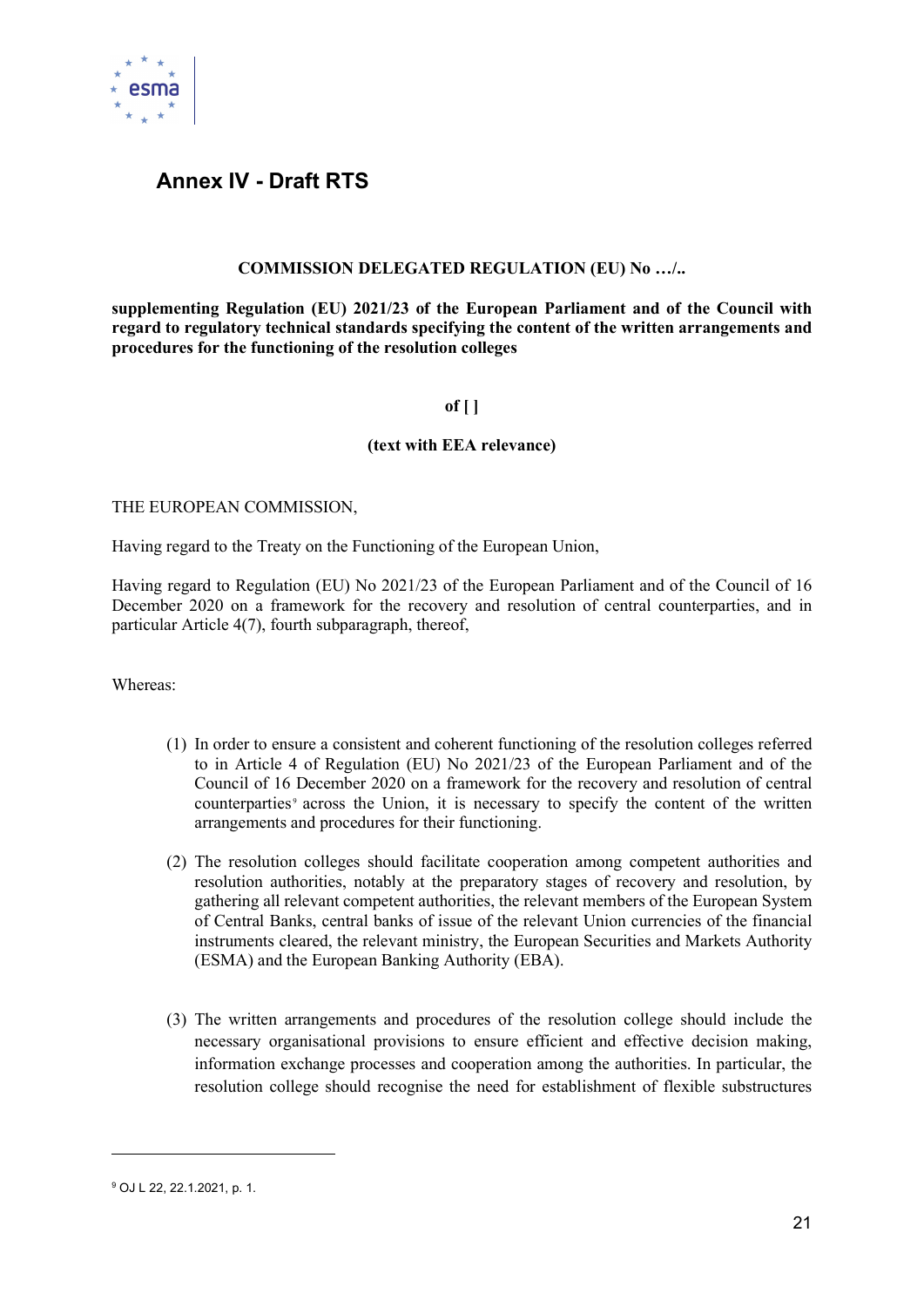# Annex IV - Draft RTS

**COMMISSION DELEGATED REGULATION (EU) No …/..**

**supplementing Regulation (EU) 2021/23 of the European Parliament and of the Council with regard to regulatory technical standards specifying the content of the written arrangements and procedures for the functioning of the resolution colleges**

**of [ ]**

**(text with EEA relevance)**

THE EUROPEAN COMMISSION,

Having regard to the Treaty on the Functioning of the European Union,

Having regard to Regulation (EU) No 2021/23 of the European Parliament and of the Council of 16 December 2020 on a framework for the recovery and resolution of central counterparties, and in particular Article 4(7), fourth subparagraph, thereof,

Whereas:

(1) In order to ensure a consistent and coherent functioning of the resolution colleges referred to in Article 4 of Regulation (EU) No 2021/23 of the European Parliament and of the Council of 16 December 2020 on a framework for the recovery and resolution of central counterparties[9] across the Union, it is necessary to specify the content of the written arrangements and procedures for their functioning.

(2) The resolution colleges should facilitate cooperation among competent authorities and resolution authorities, notably at the preparatory stages of recovery and resolution, by gathering all relevant competent authorities, the relevant members of the European System of Central Banks, central banks of issue of the relevant Union currencies of the financial instruments cleared, the relevant ministry, the European Securities and Markets Authority (ESMA) and the European Banking Authority (EBA).

(3) The written arrangements and procedures of the resolution college should include the necessary organisational provisions to ensure efficient and effective decision making, information exchange processes and cooperation among the authorities. In particular, the resolution college should recognise the need for establishment of flexible substructures

---

[9] OJ L 22, 22.1.2021, p. 1.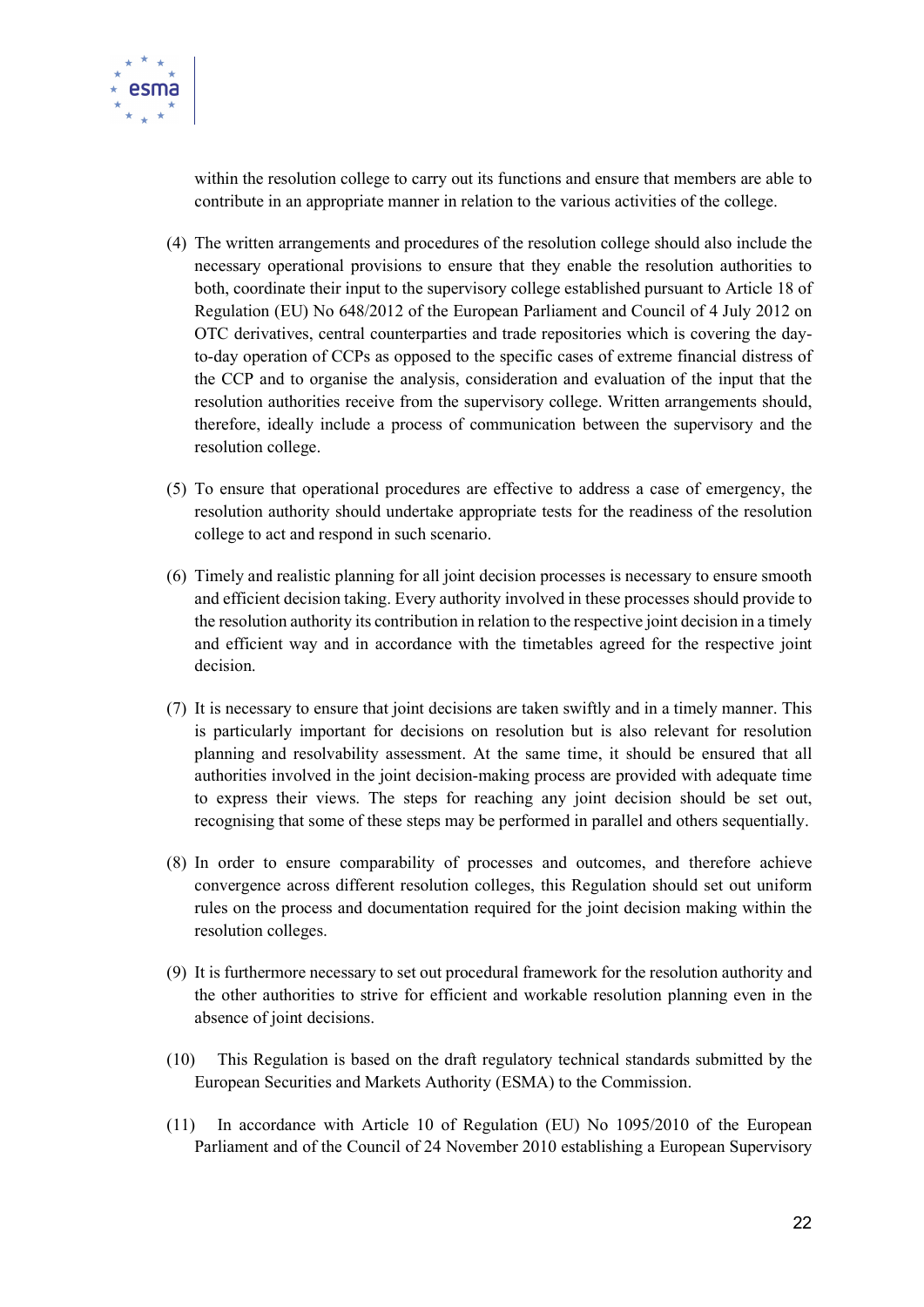within the resolution college to carry out its functions and ensure that members are able to contribute in an appropriate manner in relation to the various activities of the college.

(4) The written arrangements and procedures of the resolution college should also include the necessary operational provisions to ensure that they enable the resolution authorities to both, coordinate their input to the supervisory college established pursuant to Article 18 of Regulation (EU) No 648/2012 of the European Parliament and Council of 4 July 2012 on OTC derivatives, central counterparties and trade repositories which is covering the day-to-day operation of CCPs as opposed to the specific cases of extreme financial distress of the CCP and to organise the analysis, consideration and evaluation of the input that the resolution authorities receive from the supervisory college. Written arrangements should, therefore, ideally include a process of communication between the supervisory and the resolution college.

(5) To ensure that operational procedures are effective to address a case of emergency, the resolution authority should undertake appropriate tests for the readiness of the resolution college to act and respond in such scenario.

(6) Timely and realistic planning for all joint decision processes is necessary to ensure smooth and efficient decision taking. Every authority involved in these processes should provide to the resolution authority its contribution in relation to the respective joint decision in a timely and efficient way and in accordance with the timetables agreed for the respective joint decision.

(7) It is necessary to ensure that joint decisions are taken swiftly and in a timely manner. This is particularly important for decisions on resolution but is also relevant for resolution planning and resolvability assessment. At the same time, it should be ensured that all authorities involved in the joint decision-making process are provided with adequate time to express their views. The steps for reaching any joint decision should be set out, recognising that some of these steps may be performed in parallel and others sequentially.

(8) In order to ensure comparability of processes and outcomes, and therefore achieve convergence across different resolution colleges, this Regulation should set out uniform rules on the process and documentation required for the joint decision making within the resolution colleges.

(9) It is furthermore necessary to set out procedural framework for the resolution authority and the other authorities to strive for efficient and workable resolution planning even in the absence of joint decisions.

(10) This Regulation is based on the draft regulatory technical standards submitted by the European Securities and Markets Authority (ESMA) to the Commission.

(11) In accordance with Article 10 of Regulation (EU) No 1095/2010 of the European Parliament and of the Council of 24 November 2010 establishing a European Supervisory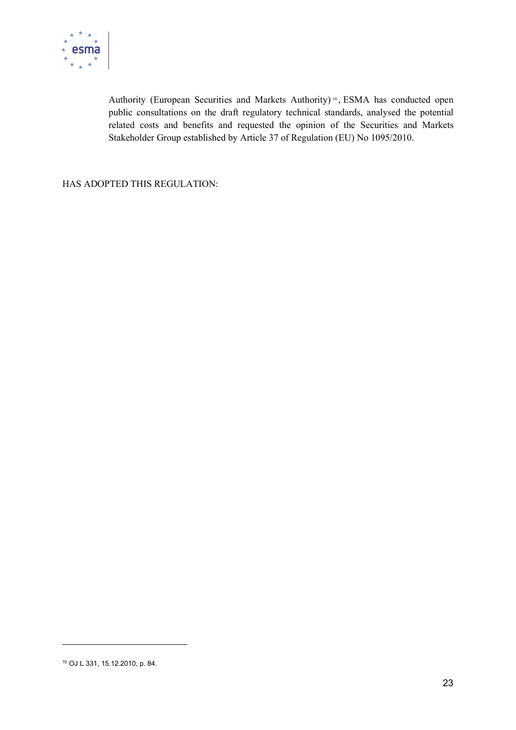Authority (European Securities and Markets Authority) [10], ESMA has conducted open public consultations on the draft regulatory technical standards, analysed the potential related costs and benefits and requested the opinion of the Securities and Markets Stakeholder Group established by Article 37 of Regulation (EU) No 1095/2010.

HAS ADOPTED THIS REGULATION:

---

[10] OJ L 331, 15.12.2010, p. 84.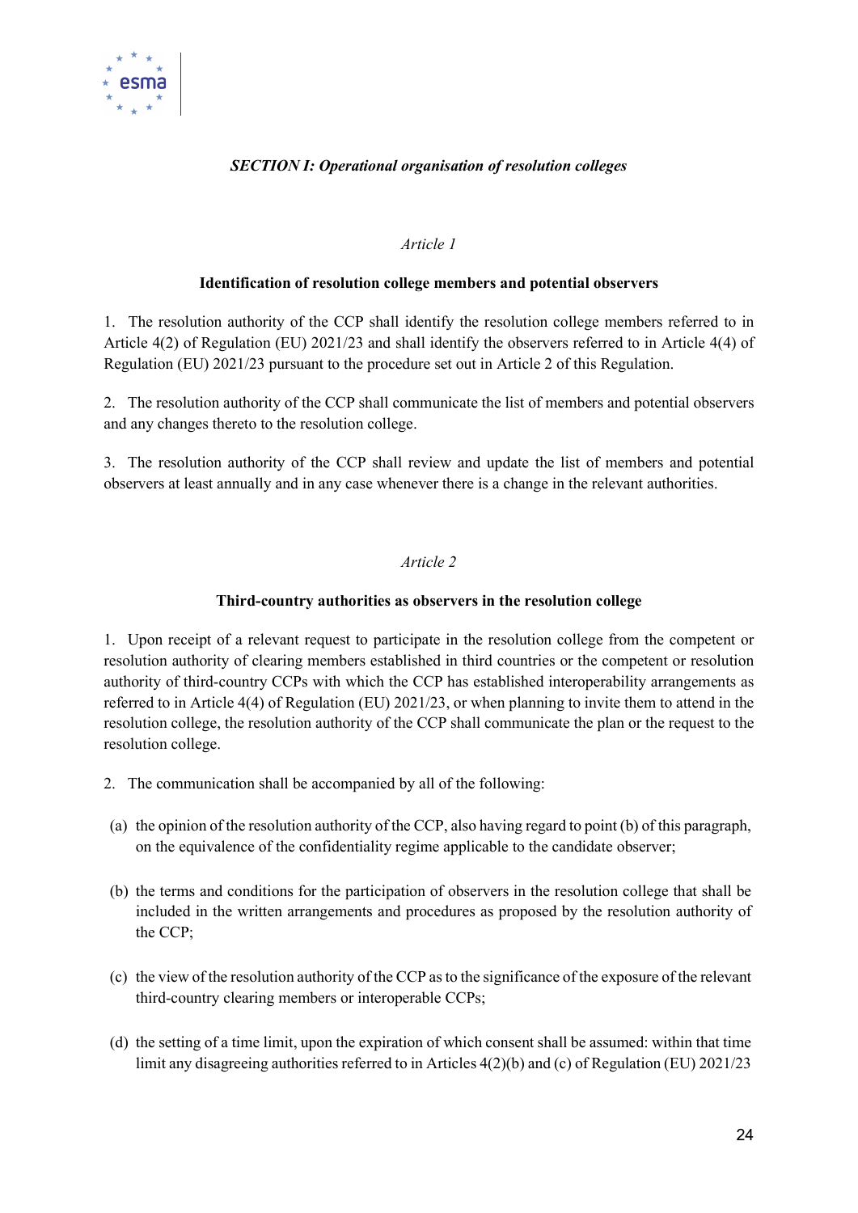***SECTION I: Operational organisation of resolution colleges***

*Article 1*

**Identification of resolution college members and potential observers**

1. The resolution authority of the CCP shall identify the resolution college members referred to in Article 4(2) of Regulation (EU) 2021/23 and shall identify the observers referred to in Article 4(4) of Regulation (EU) 2021/23 pursuant to the procedure set out in Article 2 of this Regulation.

2. The resolution authority of the CCP shall communicate the list of members and potential observers and any changes thereto to the resolution college.

3. The resolution authority of the CCP shall review and update the list of members and potential observers at least annually and in any case whenever there is a change in the relevant authorities.

*Article 2*

**Third-country authorities as observers in the resolution college**

1. Upon receipt of a relevant request to participate in the resolution college from the competent or resolution authority of clearing members established in third countries or the competent or resolution authority of third-country CCPs with which the CCP has established interoperability arrangements as referred to in Article 4(4) of Regulation (EU) 2021/23, or when planning to invite them to attend in the resolution college, the resolution authority of the CCP shall communicate the plan or the request to the resolution college.

2. The communication shall be accompanied by all of the following:

(a) the opinion of the resolution authority of the CCP, also having regard to point (b) of this paragraph, on the equivalence of the confidentiality regime applicable to the candidate observer;

(b) the terms and conditions for the participation of observers in the resolution college that shall be included in the written arrangements and procedures as proposed by the resolution authority of the CCP;

(c) the view of the resolution authority of the CCP as to the significance of the exposure of the relevant third-country clearing members or interoperable CCPs;

(d) the setting of a time limit, upon the expiration of which consent shall be assumed: within that time limit any disagreeing authorities referred to in Articles 4(2)(b) and (c) of Regulation (EU) 2021/23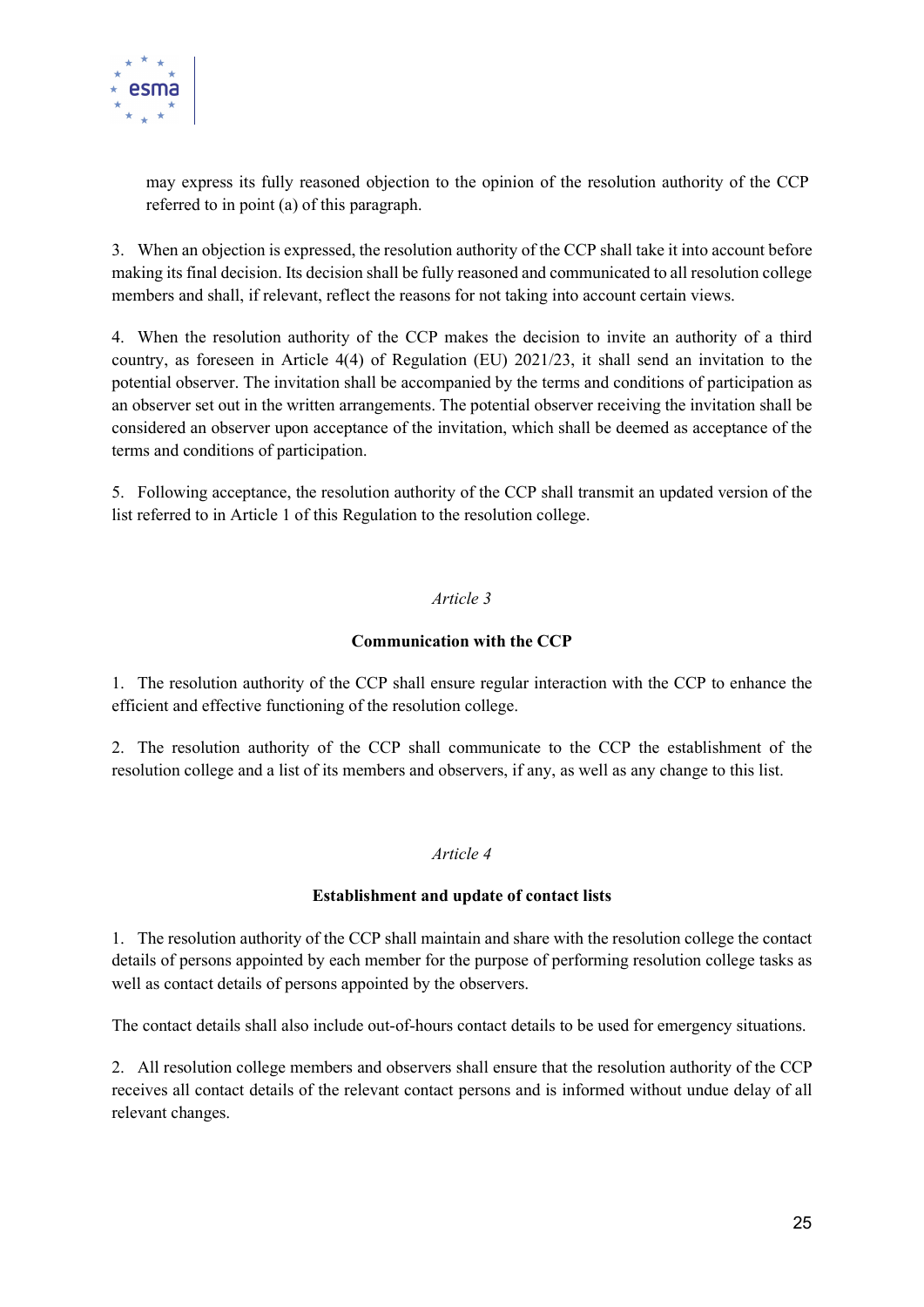may express its fully reasoned objection to the opinion of the resolution authority of the CCP referred to in point (a) of this paragraph.

3. When an objection is expressed, the resolution authority of the CCP shall take it into account before making its final decision. Its decision shall be fully reasoned and communicated to all resolution college members and shall, if relevant, reflect the reasons for not taking into account certain views.

4. When the resolution authority of the CCP makes the decision to invite an authority of a third country, as foreseen in Article 4(4) of Regulation (EU) 2021/23, it shall send an invitation to the potential observer. The invitation shall be accompanied by the terms and conditions of participation as an observer set out in the written arrangements. The potential observer receiving the invitation shall be considered an observer upon acceptance of the invitation, which shall be deemed as acceptance of the terms and conditions of participation.

5. Following acceptance, the resolution authority of the CCP shall transmit an updated version of the list referred to in Article 1 of this Regulation to the resolution college.

*Article 3*

**Communication with the CCP**

1. The resolution authority of the CCP shall ensure regular interaction with the CCP to enhance the efficient and effective functioning of the resolution college.

2. The resolution authority of the CCP shall communicate to the CCP the establishment of the resolution college and a list of its members and observers, if any, as well as any change to this list.

*Article 4*

**Establishment and update of contact lists**

1. The resolution authority of the CCP shall maintain and share with the resolution college the contact details of persons appointed by each member for the purpose of performing resolution college tasks as well as contact details of persons appointed by the observers.

The contact details shall also include out-of-hours contact details to be used for emergency situations.

2. All resolution college members and observers shall ensure that the resolution authority of the CCP receives all contact details of the relevant contact persons and is informed without undue delay of all relevant changes.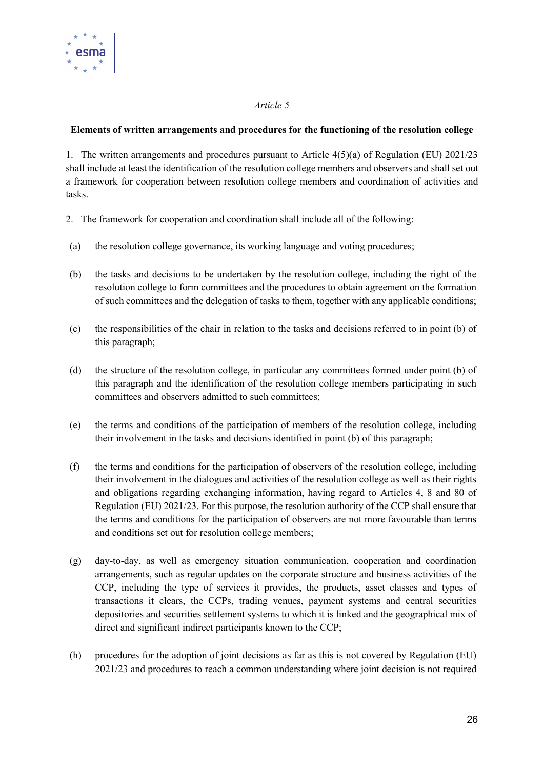*Article 5*

**Elements of written arrangements and procedures for the functioning of the resolution college**

1. The written arrangements and procedures pursuant to Article 4(5)(a) of Regulation (EU) 2021/23 shall include at least the identification of the resolution college members and observers and shall set out a framework for cooperation between resolution college members and coordination of activities and tasks.

2. The framework for cooperation and coordination shall include all of the following:

(a) the resolution college governance, its working language and voting procedures;

(b) the tasks and decisions to be undertaken by the resolution college, including the right of the resolution college to form committees and the procedures to obtain agreement on the formation of such committees and the delegation of tasks to them, together with any applicable conditions;

(c) the responsibilities of the chair in relation to the tasks and decisions referred to in point (b) of this paragraph;

(d) the structure of the resolution college, in particular any committees formed under point (b) of this paragraph and the identification of the resolution college members participating in such committees and observers admitted to such committees;

(e) the terms and conditions of the participation of members of the resolution college, including their involvement in the tasks and decisions identified in point (b) of this paragraph;

(f) the terms and conditions for the participation of observers of the resolution college, including their involvement in the dialogues and activities of the resolution college as well as their rights and obligations regarding exchanging information, having regard to Articles 4, 8 and 80 of Regulation (EU) 2021/23. For this purpose, the resolution authority of the CCP shall ensure that the terms and conditions for the participation of observers are not more favourable than terms and conditions set out for resolution college members;

(g) day-to-day, as well as emergency situation communication, cooperation and coordination arrangements, such as regular updates on the corporate structure and business activities of the CCP, including the type of services it provides, the products, asset classes and types of transactions it clears, the CCPs, trading venues, payment systems and central securities depositories and securities settlement systems to which it is linked and the geographical mix of direct and significant indirect participants known to the CCP;

(h) procedures for the adoption of joint decisions as far as this is not covered by Regulation (EU) 2021/23 and procedures to reach a common understanding where joint decision is not required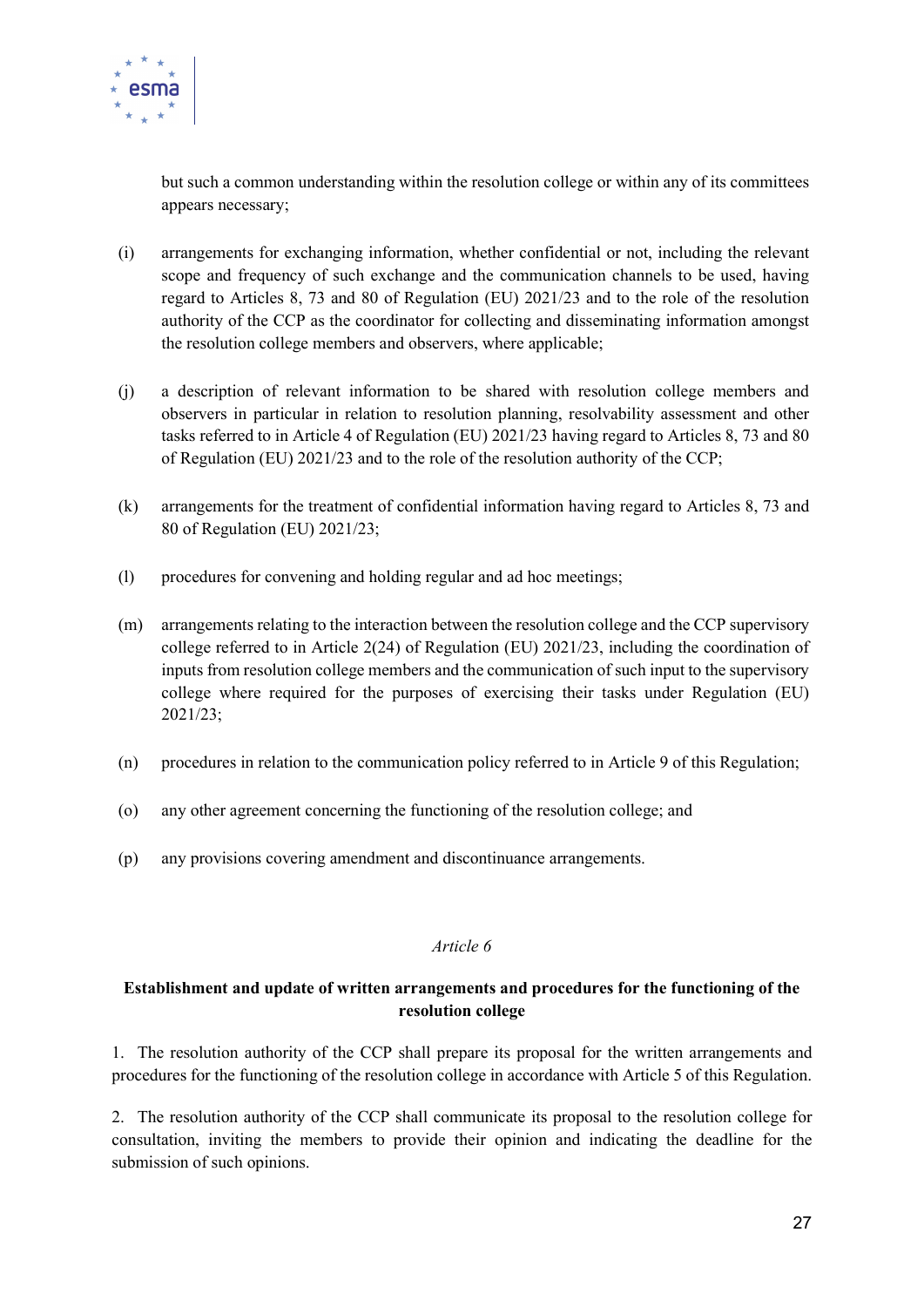but such a common understanding within the resolution college or within any of its committees appears necessary;

(i) arrangements for exchanging information, whether confidential or not, including the relevant scope and frequency of such exchange and the communication channels to be used, having regard to Articles 8, 73 and 80 of Regulation (EU) 2021/23 and to the role of the resolution authority of the CCP as the coordinator for collecting and disseminating information amongst the resolution college members and observers, where applicable;

(j) a description of relevant information to be shared with resolution college members and observers in particular in relation to resolution planning, resolvability assessment and other tasks referred to in Article 4 of Regulation (EU) 2021/23 having regard to Articles 8, 73 and 80 of Regulation (EU) 2021/23 and to the role of the resolution authority of the CCP;

(k) arrangements for the treatment of confidential information having regard to Articles 8, 73 and 80 of Regulation (EU) 2021/23;

(l) procedures for convening and holding regular and ad hoc meetings;

(m) arrangements relating to the interaction between the resolution college and the CCP supervisory college referred to in Article 2(24) of Regulation (EU) 2021/23, including the coordination of inputs from resolution college members and the communication of such input to the supervisory college where required for the purposes of exercising their tasks under Regulation (EU) 2021/23;

(n) procedures in relation to the communication policy referred to in Article 9 of this Regulation;

(o) any other agreement concerning the functioning of the resolution college; and

(p) any provisions covering amendment and discontinuance arrangements.

*Article 6*

**Establishment and update of written arrangements and procedures for the functioning of the resolution college**

1. The resolution authority of the CCP shall prepare its proposal for the written arrangements and procedures for the functioning of the resolution college in accordance with Article 5 of this Regulation.

2. The resolution authority of the CCP shall communicate its proposal to the resolution college for consultation, inviting the members to provide their opinion and indicating the deadline for the submission of such opinions.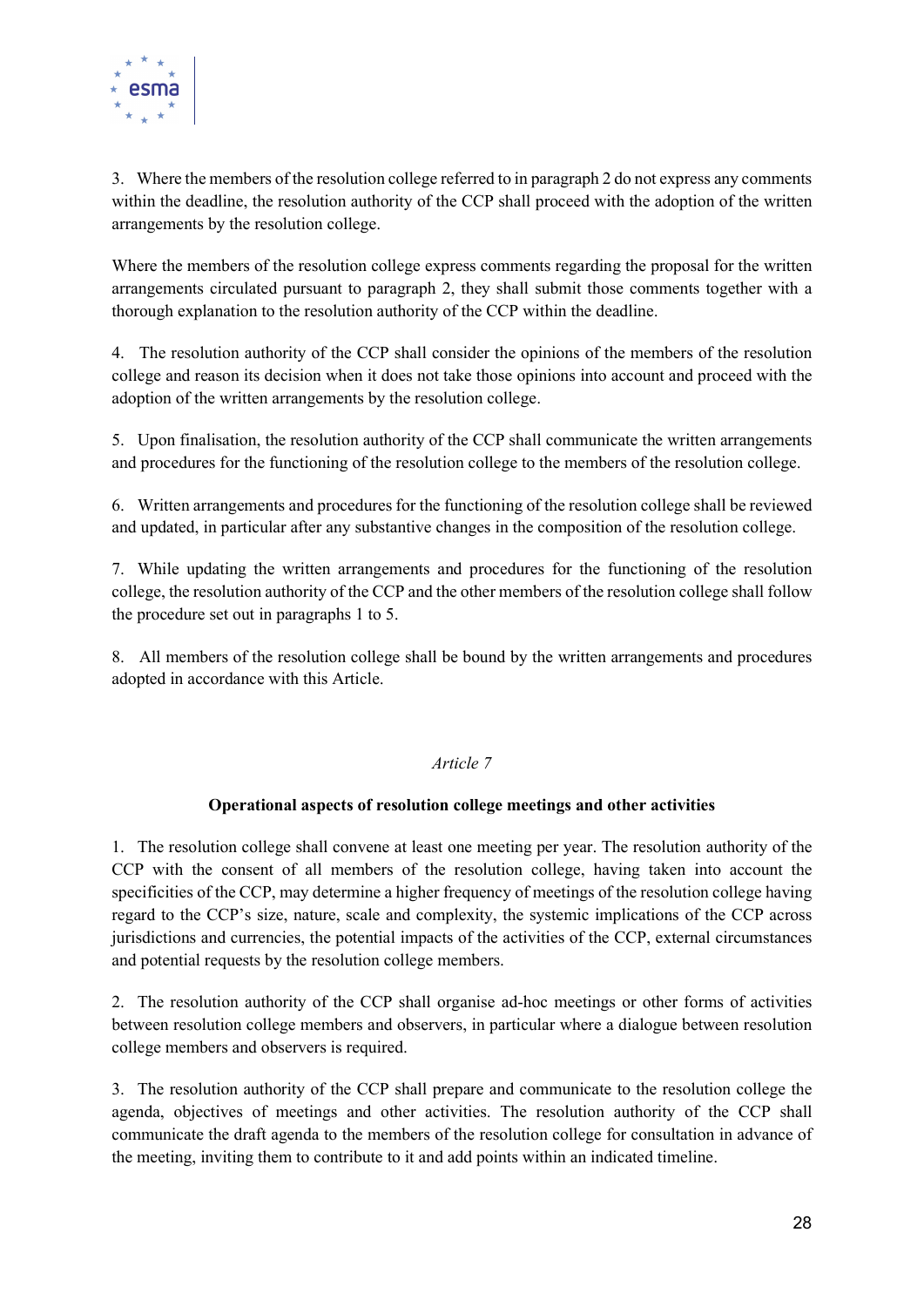3. Where the members of the resolution college referred to in paragraph 2 do not express any comments within the deadline, the resolution authority of the CCP shall proceed with the adoption of the written arrangements by the resolution college.

Where the members of the resolution college express comments regarding the proposal for the written arrangements circulated pursuant to paragraph 2, they shall submit those comments together with a thorough explanation to the resolution authority of the CCP within the deadline.

4. The resolution authority of the CCP shall consider the opinions of the members of the resolution college and reason its decision when it does not take those opinions into account and proceed with the adoption of the written arrangements by the resolution college.

5. Upon finalisation, the resolution authority of the CCP shall communicate the written arrangements and procedures for the functioning of the resolution college to the members of the resolution college.

6. Written arrangements and procedures for the functioning of the resolution college shall be reviewed and updated, in particular after any substantive changes in the composition of the resolution college.

7. While updating the written arrangements and procedures for the functioning of the resolution college, the resolution authority of the CCP and the other members of the resolution college shall follow the procedure set out in paragraphs 1 to 5.

8. All members of the resolution college shall be bound by the written arrangements and procedures adopted in accordance with this Article.

*Article 7*

**Operational aspects of resolution college meetings and other activities**

1. The resolution college shall convene at least one meeting per year. The resolution authority of the CCP with the consent of all members of the resolution college, having taken into account the specificities of the CCP, may determine a higher frequency of meetings of the resolution college having regard to the CCP's size, nature, scale and complexity, the systemic implications of the CCP across jurisdictions and currencies, the potential impacts of the activities of the CCP, external circumstances and potential requests by the resolution college members.

2. The resolution authority of the CCP shall organise ad-hoc meetings or other forms of activities between resolution college members and observers, in particular where a dialogue between resolution college members and observers is required.

3. The resolution authority of the CCP shall prepare and communicate to the resolution college the agenda, objectives of meetings and other activities. The resolution authority of the CCP shall communicate the draft agenda to the members of the resolution college for consultation in advance of the meeting, inviting them to contribute to it and add points within an indicated timeline.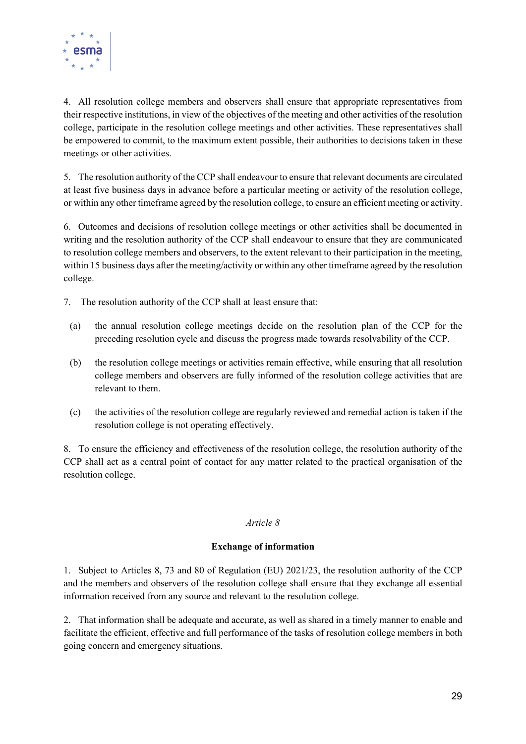4. All resolution college members and observers shall ensure that appropriate representatives from their respective institutions, in view of the objectives of the meeting and other activities of the resolution college, participate in the resolution college meetings and other activities. These representatives shall be empowered to commit, to the maximum extent possible, their authorities to decisions taken in these meetings or other activities.

5. The resolution authority of the CCP shall endeavour to ensure that relevant documents are circulated at least five business days in advance before a particular meeting or activity of the resolution college, or within any other timeframe agreed by the resolution college, to ensure an efficient meeting or activity.

6. Outcomes and decisions of resolution college meetings or other activities shall be documented in writing and the resolution authority of the CCP shall endeavour to ensure that they are communicated to resolution college members and observers, to the extent relevant to their participation in the meeting, within 15 business days after the meeting/activity or within any other timeframe agreed by the resolution college.

7. The resolution authority of the CCP shall at least ensure that:

(a) the annual resolution college meetings decide on the resolution plan of the CCP for the preceding resolution cycle and discuss the progress made towards resolvability of the CCP.

(b) the resolution college meetings or activities remain effective, while ensuring that all resolution college members and observers are fully informed of the resolution college activities that are relevant to them.

(c) the activities of the resolution college are regularly reviewed and remedial action is taken if the resolution college is not operating effectively.

8. To ensure the efficiency and effectiveness of the resolution college, the resolution authority of the CCP shall act as a central point of contact for any matter related to the practical organisation of the resolution college.

*Article 8*

**Exchange of information**

1. Subject to Articles 8, 73 and 80 of Regulation (EU) 2021/23, the resolution authority of the CCP and the members and observers of the resolution college shall ensure that they exchange all essential information received from any source and relevant to the resolution college.

2. That information shall be adequate and accurate, as well as shared in a timely manner to enable and facilitate the efficient, effective and full performance of the tasks of resolution college members in both going concern and emergency situations.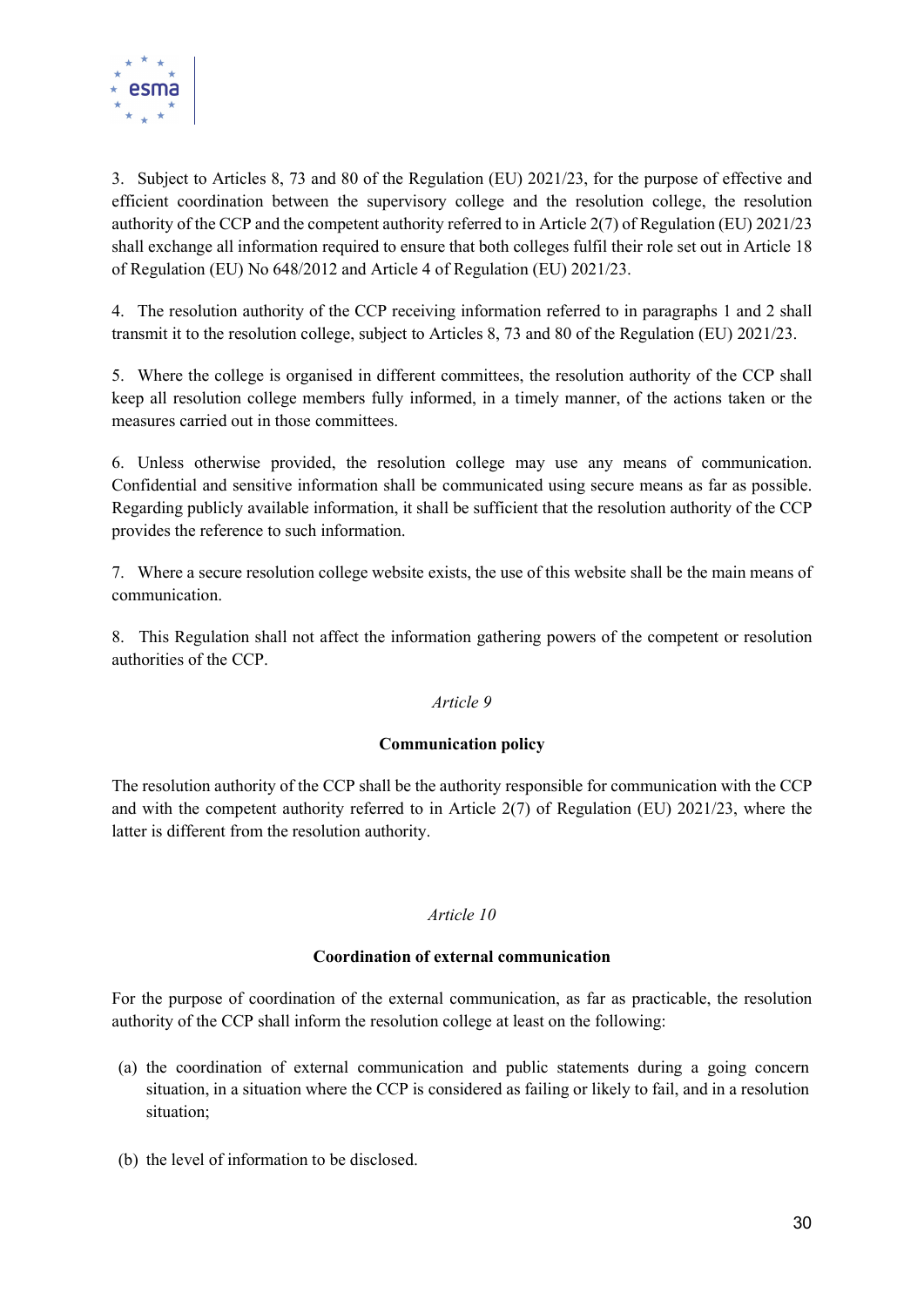3. Subject to Articles 8, 73 and 80 of the Regulation (EU) 2021/23, for the purpose of effective and efficient coordination between the supervisory college and the resolution college, the resolution authority of the CCP and the competent authority referred to in Article 2(7) of Regulation (EU) 2021/23 shall exchange all information required to ensure that both colleges fulfil their role set out in Article 18 of Regulation (EU) No 648/2012 and Article 4 of Regulation (EU) 2021/23.

4. The resolution authority of the CCP receiving information referred to in paragraphs 1 and 2 shall transmit it to the resolution college, subject to Articles 8, 73 and 80 of the Regulation (EU) 2021/23.

5. Where the college is organised in different committees, the resolution authority of the CCP shall keep all resolution college members fully informed, in a timely manner, of the actions taken or the measures carried out in those committees.

6. Unless otherwise provided, the resolution college may use any means of communication. Confidential and sensitive information shall be communicated using secure means as far as possible. Regarding publicly available information, it shall be sufficient that the resolution authority of the CCP provides the reference to such information.

7. Where a secure resolution college website exists, the use of this website shall be the main means of communication.

8. This Regulation shall not affect the information gathering powers of the competent or resolution authorities of the CCP.

*Article 9*

**Communication policy**

The resolution authority of the CCP shall be the authority responsible for communication with the CCP and with the competent authority referred to in Article 2(7) of Regulation (EU) 2021/23, where the latter is different from the resolution authority.

*Article 10*

**Coordination of external communication**

For the purpose of coordination of the external communication, as far as practicable, the resolution authority of the CCP shall inform the resolution college at least on the following:

(a) the coordination of external communication and public statements during a going concern situation, in a situation where the CCP is considered as failing or likely to fail, and in a resolution situation;

(b) the level of information to be disclosed.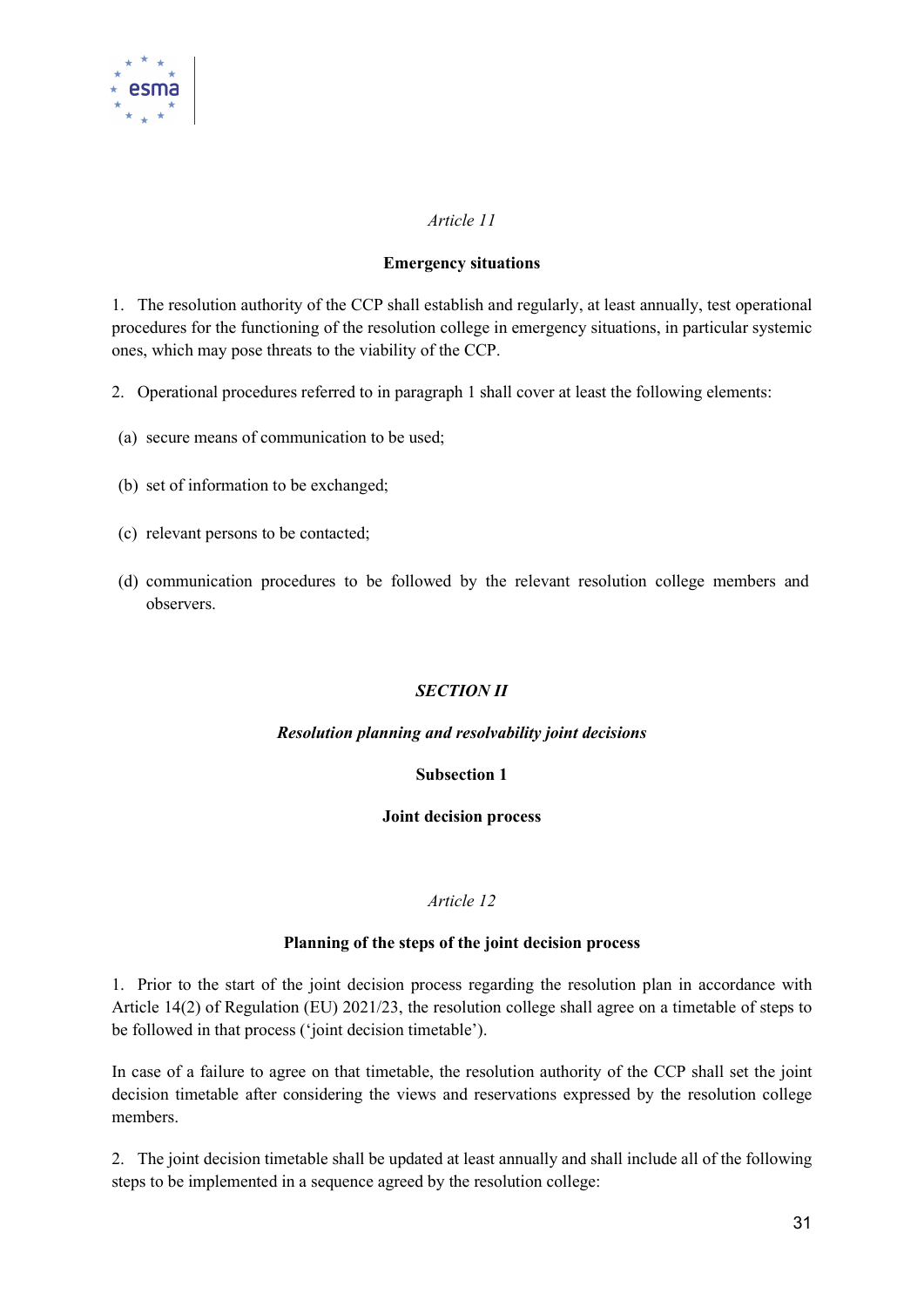*Article 11*

**Emergency situations**

1. The resolution authority of the CCP shall establish and regularly, at least annually, test operational procedures for the functioning of the resolution college in emergency situations, in particular systemic ones, which may pose threats to the viability of the CCP.

2. Operational procedures referred to in paragraph 1 shall cover at least the following elements:

(a) secure means of communication to be used;

(b) set of information to be exchanged;

(c) relevant persons to be contacted;

(d) communication procedures to be followed by the relevant resolution college members and observers.

***SECTION II***

***Resolution planning and resolvability joint decisions***

**Subsection 1**

**Joint decision process**

*Article 12*

**Planning of the steps of the joint decision process**

1. Prior to the start of the joint decision process regarding the resolution plan in accordance with Article 14(2) of Regulation (EU) 2021/23, the resolution college shall agree on a timetable of steps to be followed in that process ('joint decision timetable').

In case of a failure to agree on that timetable, the resolution authority of the CCP shall set the joint decision timetable after considering the views and reservations expressed by the resolution college members.

2. The joint decision timetable shall be updated at least annually and shall include all of the following steps to be implemented in a sequence agreed by the resolution college: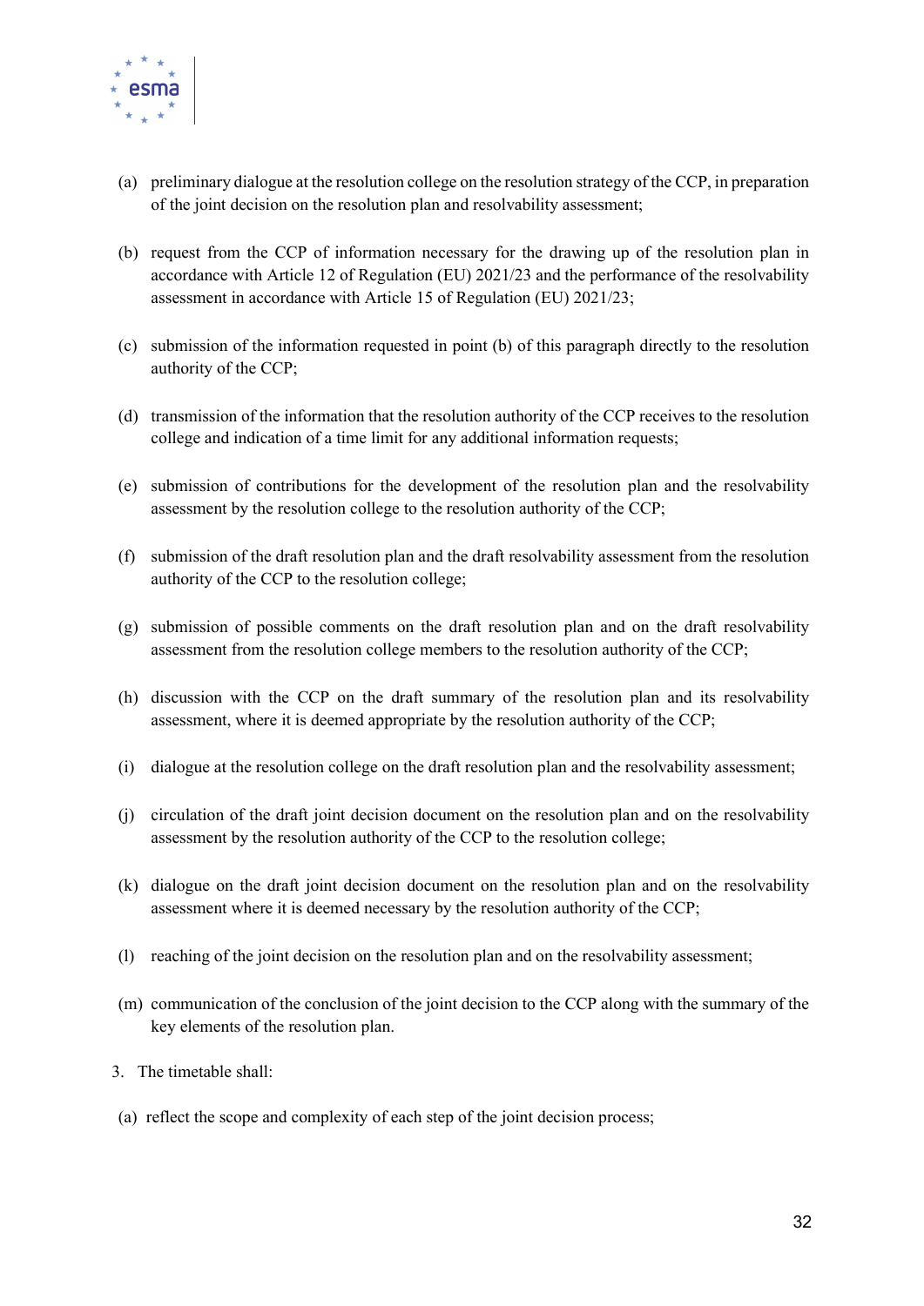(a) preliminary dialogue at the resolution college on the resolution strategy of the CCP, in preparation of the joint decision on the resolution plan and resolvability assessment;

(b) request from the CCP of information necessary for the drawing up of the resolution plan in accordance with Article 12 of Regulation (EU) 2021/23 and the performance of the resolvability assessment in accordance with Article 15 of Regulation (EU) 2021/23;

(c) submission of the information requested in point (b) of this paragraph directly to the resolution authority of the CCP;

(d) transmission of the information that the resolution authority of the CCP receives to the resolution college and indication of a time limit for any additional information requests;

(e) submission of contributions for the development of the resolution plan and the resolvability assessment by the resolution college to the resolution authority of the CCP;

(f) submission of the draft resolution plan and the draft resolvability assessment from the resolution authority of the CCP to the resolution college;

(g) submission of possible comments on the draft resolution plan and on the draft resolvability assessment from the resolution college members to the resolution authority of the CCP;

(h) discussion with the CCP on the draft summary of the resolution plan and its resolvability assessment, where it is deemed appropriate by the resolution authority of the CCP;

(i) dialogue at the resolution college on the draft resolution plan and the resolvability assessment;

(j) circulation of the draft joint decision document on the resolution plan and on the resolvability assessment by the resolution authority of the CCP to the resolution college;

(k) dialogue on the draft joint decision document on the resolution plan and on the resolvability assessment where it is deemed necessary by the resolution authority of the CCP;

(l) reaching of the joint decision on the resolution plan and on the resolvability assessment;

(m) communication of the conclusion of the joint decision to the CCP along with the summary of the key elements of the resolution plan.

3. The timetable shall:

(a) reflect the scope and complexity of each step of the joint decision process;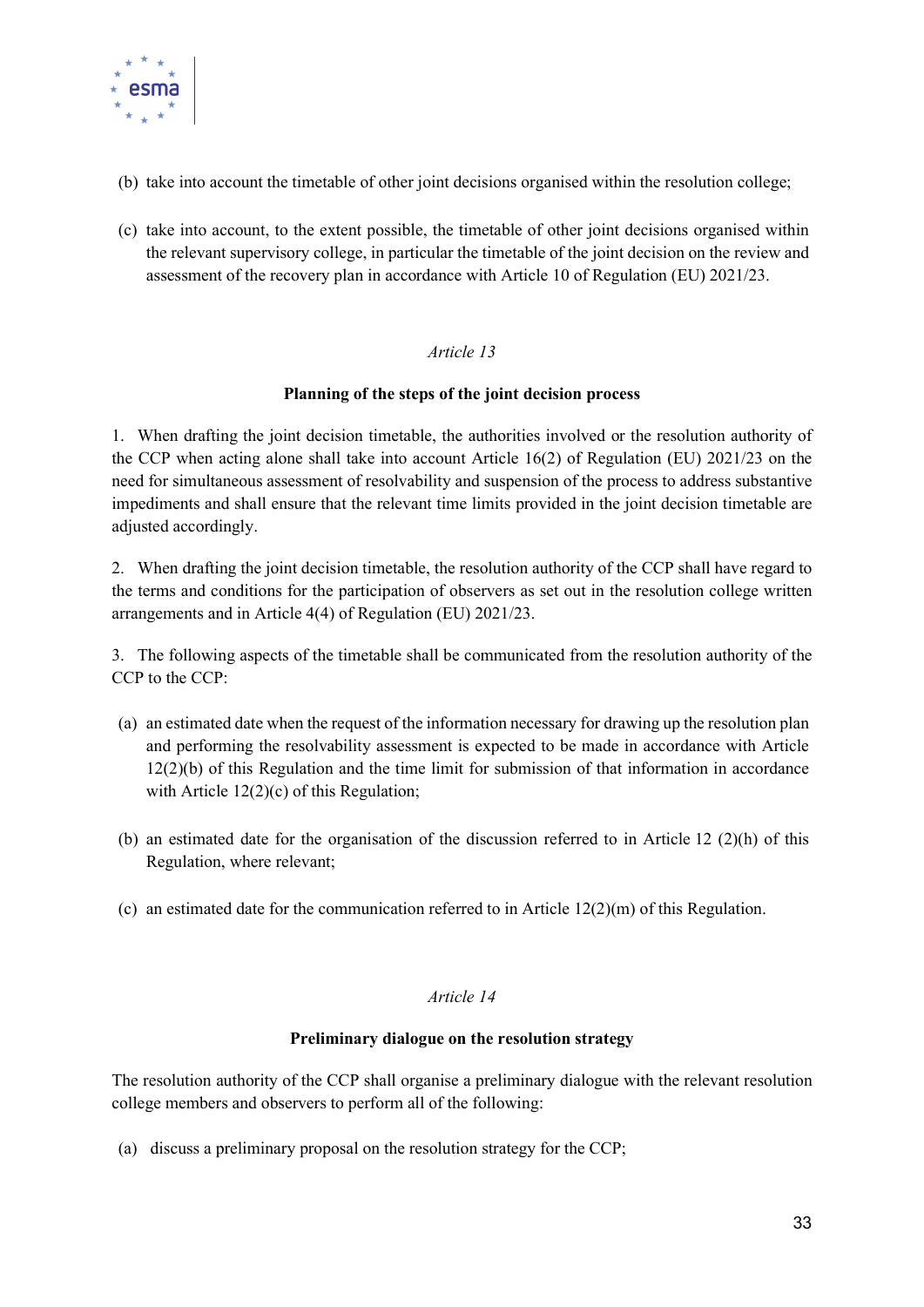(b) take into account the timetable of other joint decisions organised within the resolution college;

(c) take into account, to the extent possible, the timetable of other joint decisions organised within the relevant supervisory college, in particular the timetable of the joint decision on the review and assessment of the recovery plan in accordance with Article 10 of Regulation (EU) 2021/23.

*Article 13*

**Planning of the steps of the joint decision process**

1. When drafting the joint decision timetable, the authorities involved or the resolution authority of the CCP when acting alone shall take into account Article 16(2) of Regulation (EU) 2021/23 on the need for simultaneous assessment of resolvability and suspension of the process to address substantive impediments and shall ensure that the relevant time limits provided in the joint decision timetable are adjusted accordingly.

2. When drafting the joint decision timetable, the resolution authority of the CCP shall have regard to the terms and conditions for the participation of observers as set out in the resolution college written arrangements and in Article 4(4) of Regulation (EU) 2021/23.

3. The following aspects of the timetable shall be communicated from the resolution authority of the CCP to the CCP:

(a) an estimated date when the request of the information necessary for drawing up the resolution plan and performing the resolvability assessment is expected to be made in accordance with Article 12(2)(b) of this Regulation and the time limit for submission of that information in accordance with Article 12(2)(c) of this Regulation;

(b) an estimated date for the organisation of the discussion referred to in Article 12 (2)(h) of this Regulation, where relevant;

(c) an estimated date for the communication referred to in Article 12(2)(m) of this Regulation.

*Article 14*

**Preliminary dialogue on the resolution strategy**

The resolution authority of the CCP shall organise a preliminary dialogue with the relevant resolution college members and observers to perform all of the following:

(a) discuss a preliminary proposal on the resolution strategy for the CCP;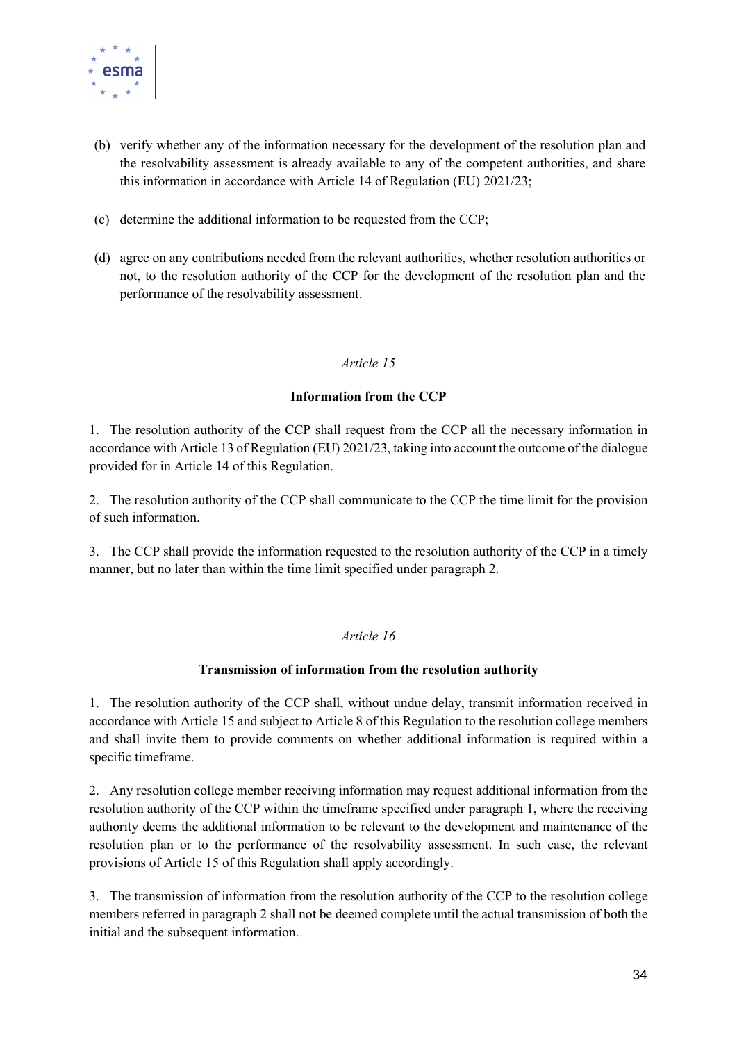(b) verify whether any of the information necessary for the development of the resolution plan and the resolvability assessment is already available to any of the competent authorities, and share this information in accordance with Article 14 of Regulation (EU) 2021/23;

(c) determine the additional information to be requested from the CCP;

(d) agree on any contributions needed from the relevant authorities, whether resolution authorities or not, to the resolution authority of the CCP for the development of the resolution plan and the performance of the resolvability assessment.

*Article 15*

**Information from the CCP**

1. The resolution authority of the CCP shall request from the CCP all the necessary information in accordance with Article 13 of Regulation (EU) 2021/23, taking into account the outcome of the dialogue provided for in Article 14 of this Regulation.

2. The resolution authority of the CCP shall communicate to the CCP the time limit for the provision of such information.

3. The CCP shall provide the information requested to the resolution authority of the CCP in a timely manner, but no later than within the time limit specified under paragraph 2.

*Article 16*

**Transmission of information from the resolution authority**

1. The resolution authority of the CCP shall, without undue delay, transmit information received in accordance with Article 15 and subject to Article 8 of this Regulation to the resolution college members and shall invite them to provide comments on whether additional information is required within a specific timeframe.

2. Any resolution college member receiving information may request additional information from the resolution authority of the CCP within the timeframe specified under paragraph 1, where the receiving authority deems the additional information to be relevant to the development and maintenance of the resolution plan or to the performance of the resolvability assessment. In such case, the relevant provisions of Article 15 of this Regulation shall apply accordingly.

3. The transmission of information from the resolution authority of the CCP to the resolution college members referred in paragraph 2 shall not be deemed complete until the actual transmission of both the initial and the subsequent information.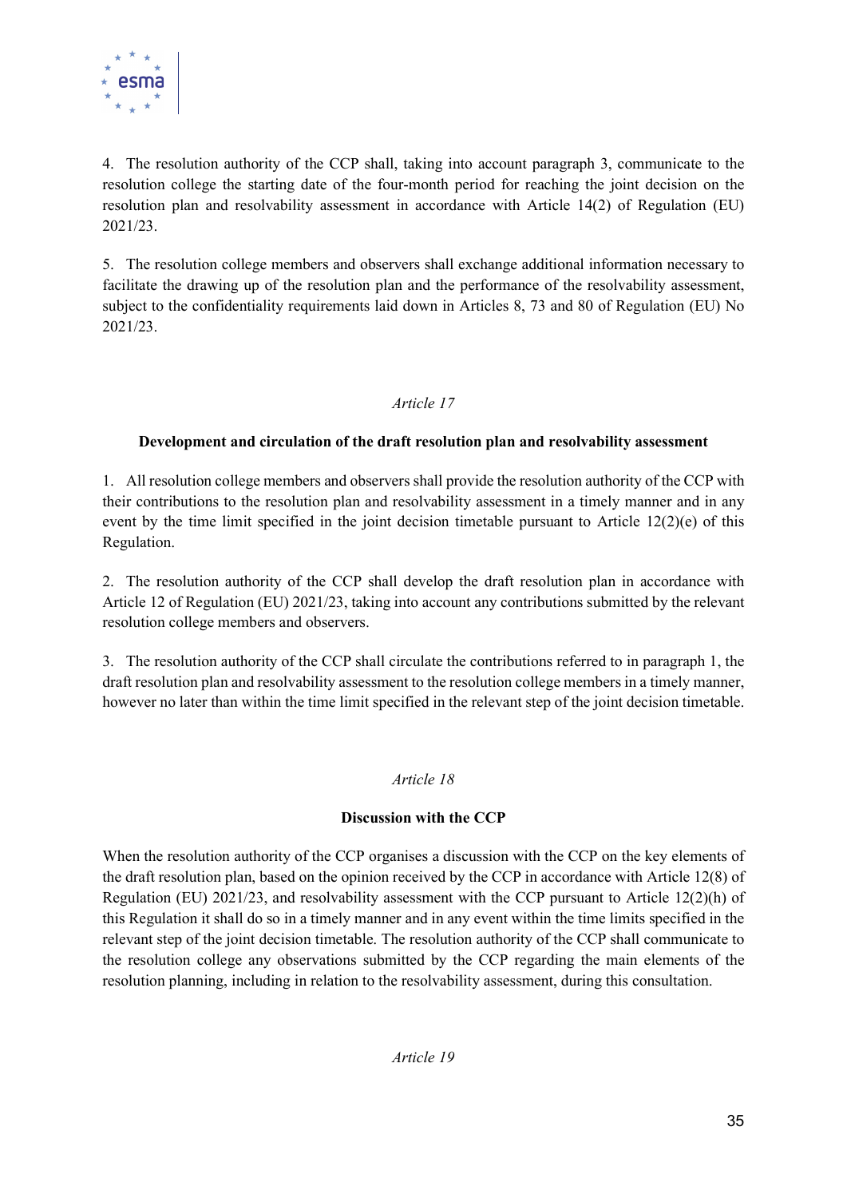4. The resolution authority of the CCP shall, taking into account paragraph 3, communicate to the resolution college the starting date of the four-month period for reaching the joint decision on the resolution plan and resolvability assessment in accordance with Article 14(2) of Regulation (EU) 2021/23.

5. The resolution college members and observers shall exchange additional information necessary to facilitate the drawing up of the resolution plan and the performance of the resolvability assessment, subject to the confidentiality requirements laid down in Articles 8, 73 and 80 of Regulation (EU) No 2021/23.

*Article 17*

**Development and circulation of the draft resolution plan and resolvability assessment**

1. All resolution college members and observers shall provide the resolution authority of the CCP with their contributions to the resolution plan and resolvability assessment in a timely manner and in any event by the time limit specified in the joint decision timetable pursuant to Article 12(2)(e) of this Regulation.

2. The resolution authority of the CCP shall develop the draft resolution plan in accordance with Article 12 of Regulation (EU) 2021/23, taking into account any contributions submitted by the relevant resolution college members and observers.

3. The resolution authority of the CCP shall circulate the contributions referred to in paragraph 1, the draft resolution plan and resolvability assessment to the resolution college members in a timely manner, however no later than within the time limit specified in the relevant step of the joint decision timetable.

*Article 18*

**Discussion with the CCP**

When the resolution authority of the CCP organises a discussion with the CCP on the key elements of the draft resolution plan, based on the opinion received by the CCP in accordance with Article 12(8) of Regulation (EU) 2021/23, and resolvability assessment with the CCP pursuant to Article 12(2)(h) of this Regulation it shall do so in a timely manner and in any event within the time limits specified in the relevant step of the joint decision timetable. The resolution authority of the CCP shall communicate to the resolution college any observations submitted by the CCP regarding the main elements of the resolution planning, including in relation to the resolvability assessment, during this consultation.

*Article 19*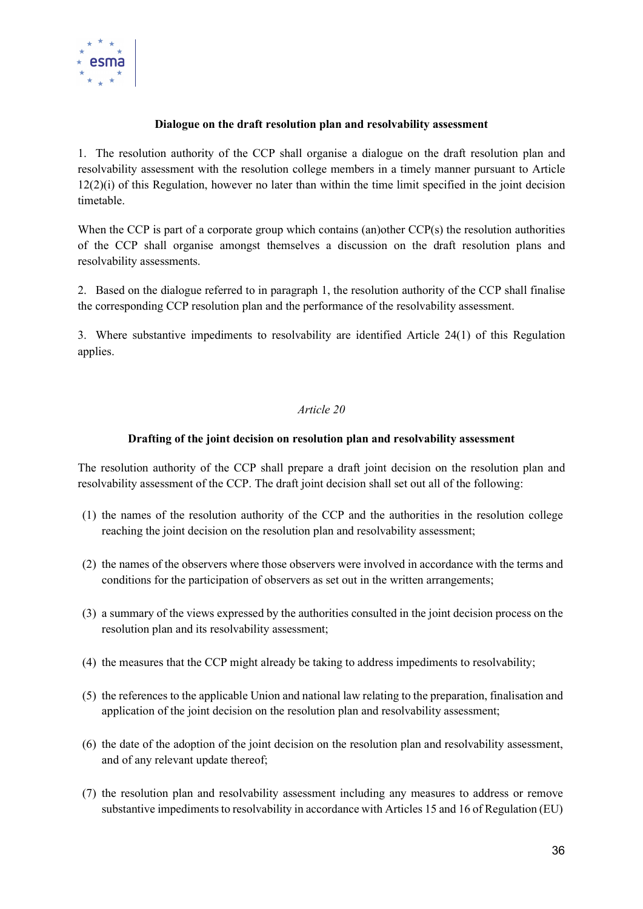**Dialogue on the draft resolution plan and resolvability assessment**

1. The resolution authority of the CCP shall organise a dialogue on the draft resolution plan and resolvability assessment with the resolution college members in a timely manner pursuant to Article 12(2)(i) of this Regulation, however no later than within the time limit specified in the joint decision timetable.

When the CCP is part of a corporate group which contains (an)other CCP(s) the resolution authorities of the CCP shall organise amongst themselves a discussion on the draft resolution plans and resolvability assessments.

2. Based on the dialogue referred to in paragraph 1, the resolution authority of the CCP shall finalise the corresponding CCP resolution plan and the performance of the resolvability assessment.

3. Where substantive impediments to resolvability are identified Article 24(1) of this Regulation applies.

*Article 20*

**Drafting of the joint decision on resolution plan and resolvability assessment**

The resolution authority of the CCP shall prepare a draft joint decision on the resolution plan and resolvability assessment of the CCP. The draft joint decision shall set out all of the following:

(1) the names of the resolution authority of the CCP and the authorities in the resolution college reaching the joint decision on the resolution plan and resolvability assessment;

(2) the names of the observers where those observers were involved in accordance with the terms and conditions for the participation of observers as set out in the written arrangements;

(3) a summary of the views expressed by the authorities consulted in the joint decision process on the resolution plan and its resolvability assessment;

(4) the measures that the CCP might already be taking to address impediments to resolvability;

(5) the references to the applicable Union and national law relating to the preparation, finalisation and application of the joint decision on the resolution plan and resolvability assessment;

(6) the date of the adoption of the joint decision on the resolution plan and resolvability assessment, and of any relevant update thereof;

(7) the resolution plan and resolvability assessment including any measures to address or remove substantive impediments to resolvability in accordance with Articles 15 and 16 of Regulation (EU)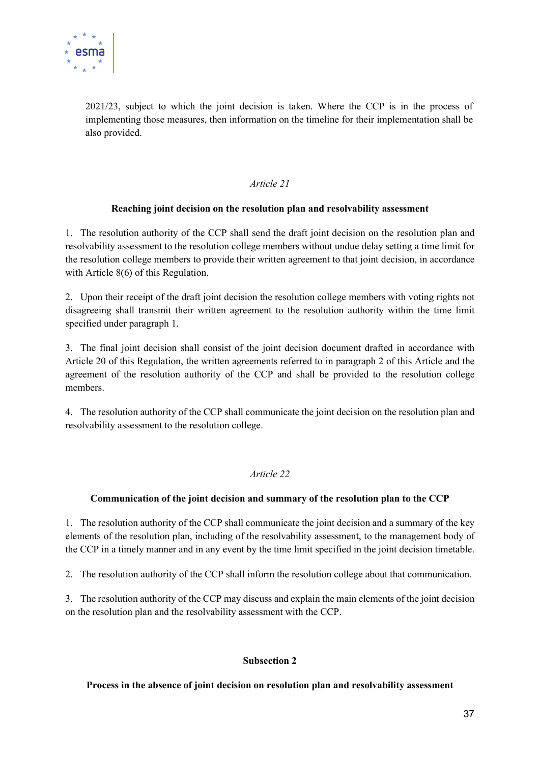2021/23, subject to which the joint decision is taken. Where the CCP is in the process of implementing those measures, then information on the timeline for their implementation shall be also provided.

*Article 21*

**Reaching joint decision on the resolution plan and resolvability assessment**

1. The resolution authority of the CCP shall send the draft joint decision on the resolution plan and resolvability assessment to the resolution college members without undue delay setting a time limit for the resolution college members to provide their written agreement to that joint decision, in accordance with Article 8(6) of this Regulation.

2. Upon their receipt of the draft joint decision the resolution college members with voting rights not disagreeing shall transmit their written agreement to the resolution authority within the time limit specified under paragraph 1.

3. The final joint decision shall consist of the joint decision document drafted in accordance with Article 20 of this Regulation, the written agreements referred to in paragraph 2 of this Article and the agreement of the resolution authority of the CCP and shall be provided to the resolution college members.

4. The resolution authority of the CCP shall communicate the joint decision on the resolution plan and resolvability assessment to the resolution college.

*Article 22*

**Communication of the joint decision and summary of the resolution plan to the CCP**

1. The resolution authority of the CCP shall communicate the joint decision and a summary of the key elements of the resolution plan, including of the resolvability assessment, to the management body of the CCP in a timely manner and in any event by the time limit specified in the joint decision timetable.

2. The resolution authority of the CCP shall inform the resolution college about that communication.

3. The resolution authority of the CCP may discuss and explain the main elements of the joint decision on the resolution plan and the resolvability assessment with the CCP.

**Subsection 2**

**Process in the absence of joint decision on resolution plan and resolvability assessment**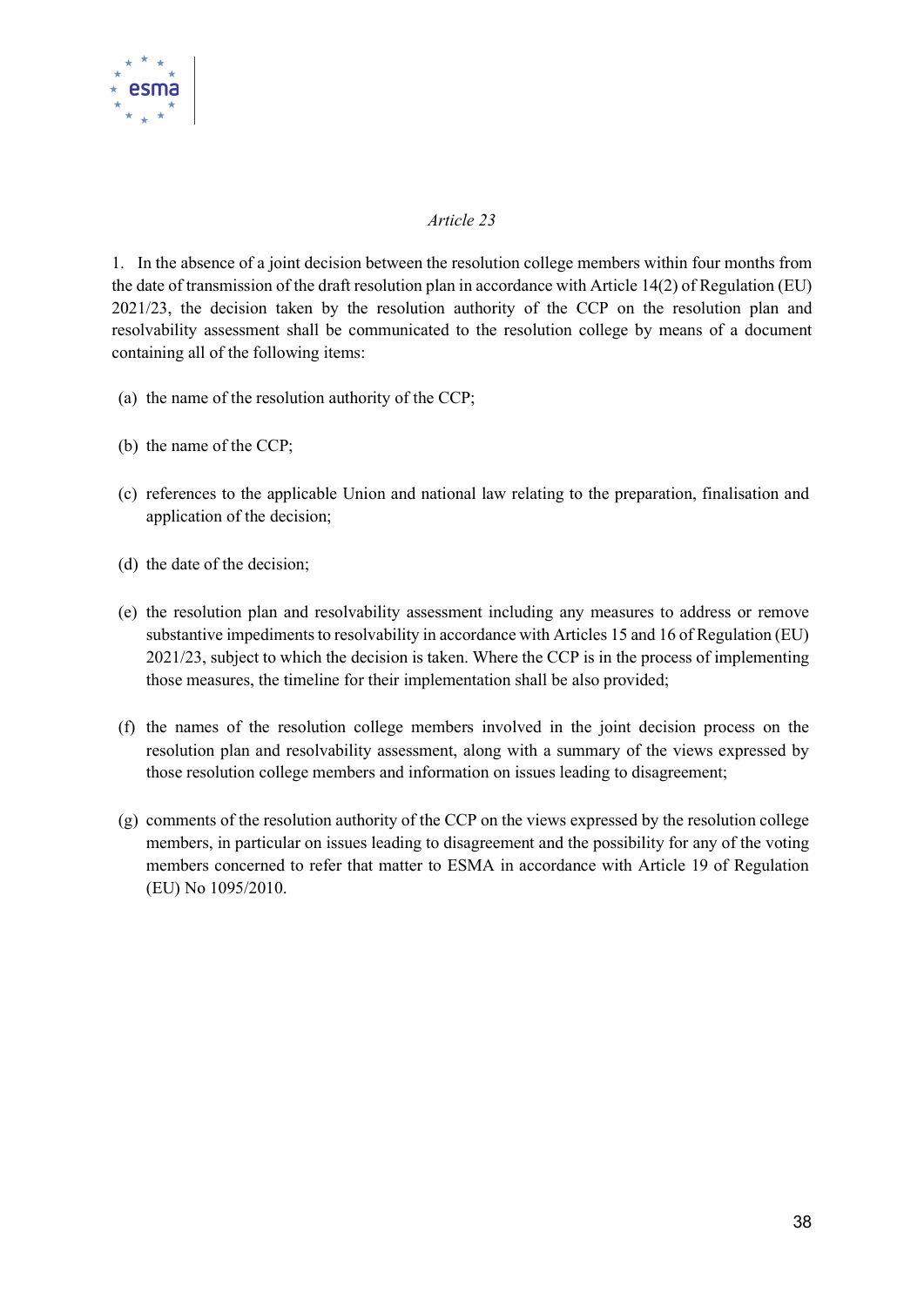*Article 23*

1. In the absence of a joint decision between the resolution college members within four months from the date of transmission of the draft resolution plan in accordance with Article 14(2) of Regulation (EU) 2021/23, the decision taken by the resolution authority of the CCP on the resolution plan and resolvability assessment shall be communicated to the resolution college by means of a document containing all of the following items:

(a) the name of the resolution authority of the CCP;

(b) the name of the CCP;

(c) references to the applicable Union and national law relating to the preparation, finalisation and application of the decision;

(d) the date of the decision;

(e) the resolution plan and resolvability assessment including any measures to address or remove substantive impediments to resolvability in accordance with Articles 15 and 16 of Regulation (EU) 2021/23, subject to which the decision is taken. Where the CCP is in the process of implementing those measures, the timeline for their implementation shall be also provided;

(f) the names of the resolution college members involved in the joint decision process on the resolution plan and resolvability assessment, along with a summary of the views expressed by those resolution college members and information on issues leading to disagreement;

(g) comments of the resolution authority of the CCP on the views expressed by the resolution college members, in particular on issues leading to disagreement and the possibility for any of the voting members concerned to refer that matter to ESMA in accordance with Article 19 of Regulation (EU) No 1095/2010.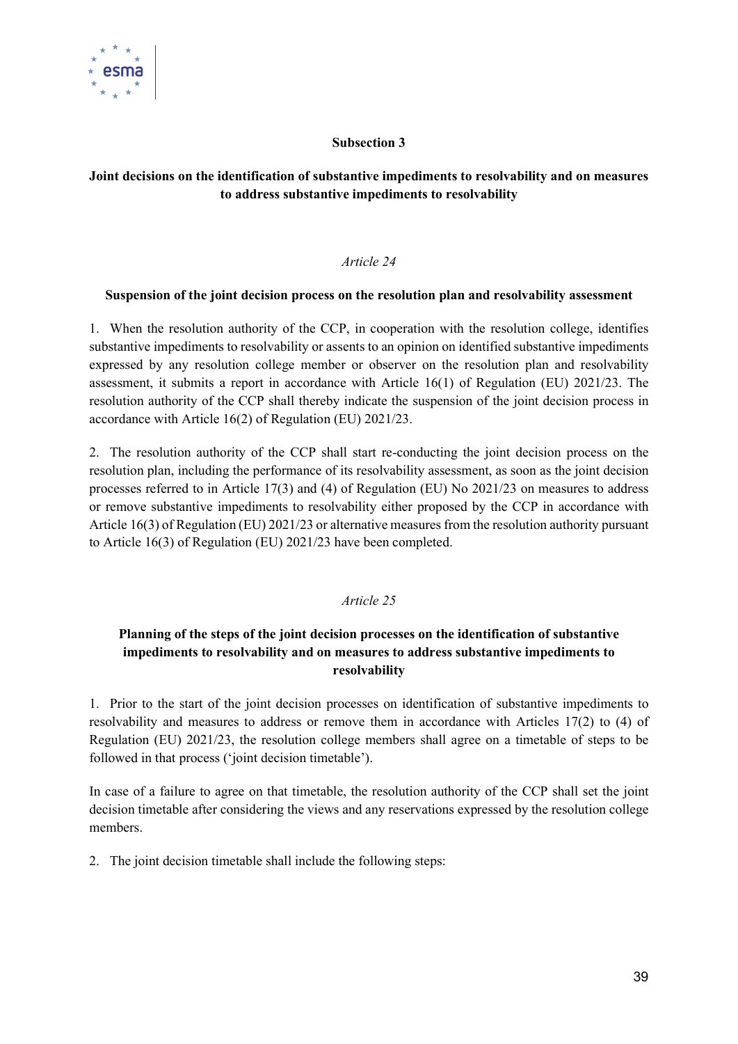**Subsection 3**

**Joint decisions on the identification of substantive impediments to resolvability and on measures to address substantive impediments to resolvability**

*Article 24*

**Suspension of the joint decision process on the resolution plan and resolvability assessment**

1. When the resolution authority of the CCP, in cooperation with the resolution college, identifies substantive impediments to resolvability or assents to an opinion on identified substantive impediments expressed by any resolution college member or observer on the resolution plan and resolvability assessment, it submits a report in accordance with Article 16(1) of Regulation (EU) 2021/23. The resolution authority of the CCP shall thereby indicate the suspension of the joint decision process in accordance with Article 16(2) of Regulation (EU) 2021/23.

2. The resolution authority of the CCP shall start re-conducting the joint decision process on the resolution plan, including the performance of its resolvability assessment, as soon as the joint decision processes referred to in Article 17(3) and (4) of Regulation (EU) No 2021/23 on measures to address or remove substantive impediments to resolvability either proposed by the CCP in accordance with Article 16(3) of Regulation (EU) 2021/23 or alternative measures from the resolution authority pursuant to Article 16(3) of Regulation (EU) 2021/23 have been completed.

*Article 25*

**Planning of the steps of the joint decision processes on the identification of substantive impediments to resolvability and on measures to address substantive impediments to resolvability**

1. Prior to the start of the joint decision processes on identification of substantive impediments to resolvability and measures to address or remove them in accordance with Articles 17(2) to (4) of Regulation (EU) 2021/23, the resolution college members shall agree on a timetable of steps to be followed in that process ('joint decision timetable').

In case of a failure to agree on that timetable, the resolution authority of the CCP shall set the joint decision timetable after considering the views and any reservations expressed by the resolution college members.

2. The joint decision timetable shall include the following steps: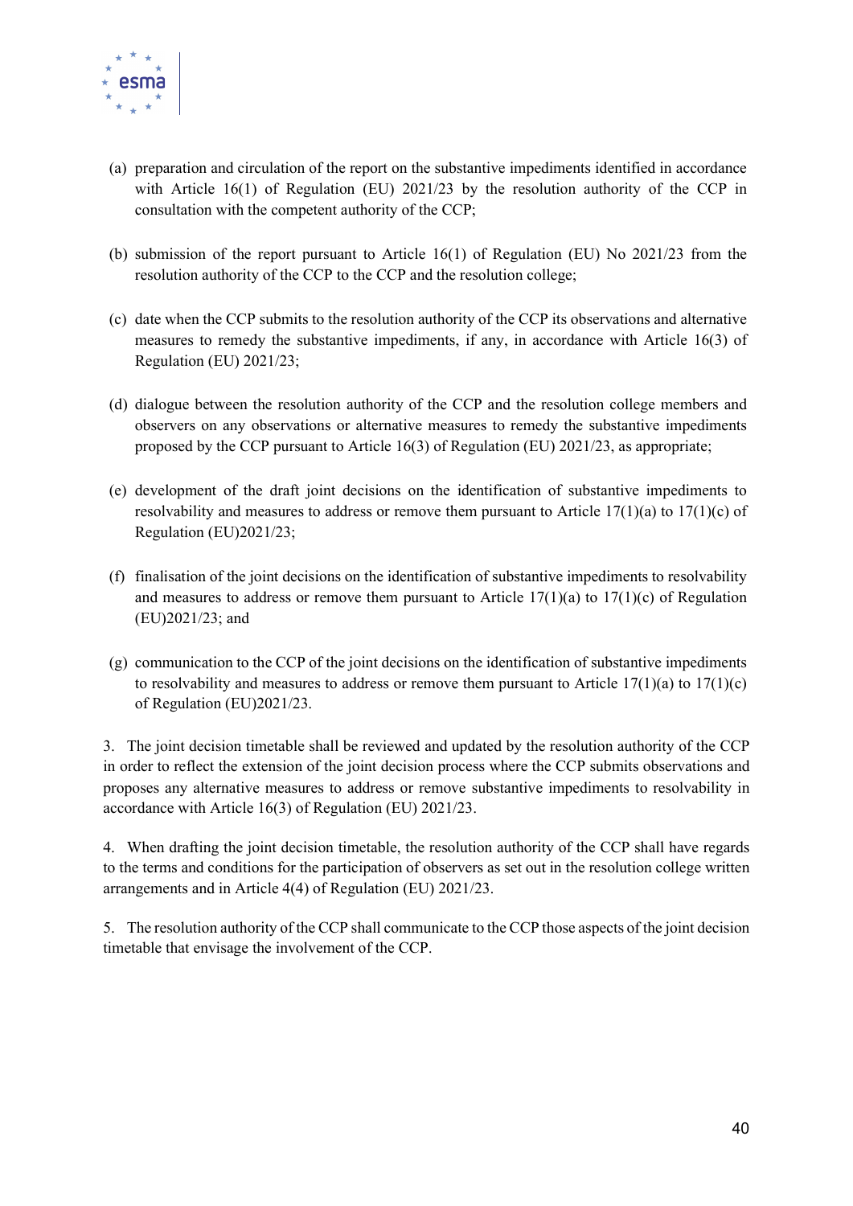(a) preparation and circulation of the report on the substantive impediments identified in accordance with Article 16(1) of Regulation (EU) 2021/23 by the resolution authority of the CCP in consultation with the competent authority of the CCP;

(b) submission of the report pursuant to Article 16(1) of Regulation (EU) No 2021/23 from the resolution authority of the CCP to the CCP and the resolution college;

(c) date when the CCP submits to the resolution authority of the CCP its observations and alternative measures to remedy the substantive impediments, if any, in accordance with Article 16(3) of Regulation (EU) 2021/23;

(d) dialogue between the resolution authority of the CCP and the resolution college members and observers on any observations or alternative measures to remedy the substantive impediments proposed by the CCP pursuant to Article 16(3) of Regulation (EU) 2021/23, as appropriate;

(e) development of the draft joint decisions on the identification of substantive impediments to resolvability and measures to address or remove them pursuant to Article 17(1)(a) to 17(1)(c) of Regulation (EU)2021/23;

(f) finalisation of the joint decisions on the identification of substantive impediments to resolvability and measures to address or remove them pursuant to Article 17(1)(a) to 17(1)(c) of Regulation (EU)2021/23; and

(g) communication to the CCP of the joint decisions on the identification of substantive impediments to resolvability and measures to address or remove them pursuant to Article 17(1)(a) to 17(1)(c) of Regulation (EU)2021/23.

3. The joint decision timetable shall be reviewed and updated by the resolution authority of the CCP in order to reflect the extension of the joint decision process where the CCP submits observations and proposes any alternative measures to address or remove substantive impediments to resolvability in accordance with Article 16(3) of Regulation (EU) 2021/23.

4. When drafting the joint decision timetable, the resolution authority of the CCP shall have regards to the terms and conditions for the participation of observers as set out in the resolution college written arrangements and in Article 4(4) of Regulation (EU) 2021/23.

5. The resolution authority of the CCP shall communicate to the CCP those aspects of the joint decision timetable that envisage the involvement of the CCP.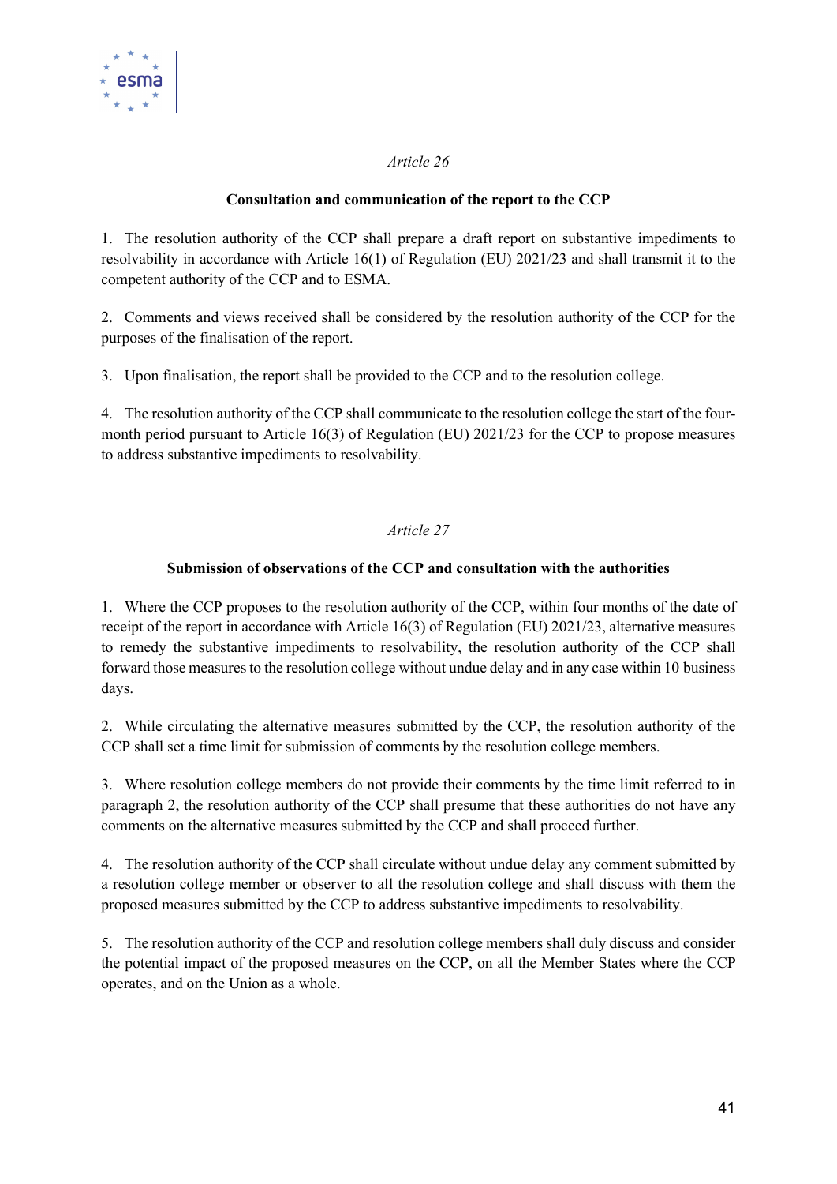*Article 26*

**Consultation and communication of the report to the CCP**

1. The resolution authority of the CCP shall prepare a draft report on substantive impediments to resolvability in accordance with Article 16(1) of Regulation (EU) 2021/23 and shall transmit it to the competent authority of the CCP and to ESMA.

2. Comments and views received shall be considered by the resolution authority of the CCP for the purposes of the finalisation of the report.

3. Upon finalisation, the report shall be provided to the CCP and to the resolution college.

4. The resolution authority of the CCP shall communicate to the resolution college the start of the four-month period pursuant to Article 16(3) of Regulation (EU) 2021/23 for the CCP to propose measures to address substantive impediments to resolvability.

*Article 27*

**Submission of observations of the CCP and consultation with the authorities**

1. Where the CCP proposes to the resolution authority of the CCP, within four months of the date of receipt of the report in accordance with Article 16(3) of Regulation (EU) 2021/23, alternative measures to remedy the substantive impediments to resolvability, the resolution authority of the CCP shall forward those measures to the resolution college without undue delay and in any case within 10 business days.

2. While circulating the alternative measures submitted by the CCP, the resolution authority of the CCP shall set a time limit for submission of comments by the resolution college members.

3. Where resolution college members do not provide their comments by the time limit referred to in paragraph 2, the resolution authority of the CCP shall presume that these authorities do not have any comments on the alternative measures submitted by the CCP and shall proceed further.

4. The resolution authority of the CCP shall circulate without undue delay any comment submitted by a resolution college member or observer to all the resolution college and shall discuss with them the proposed measures submitted by the CCP to address substantive impediments to resolvability.

5. The resolution authority of the CCP and resolution college members shall duly discuss and consider the potential impact of the proposed measures on the CCP, on all the Member States where the CCP operates, and on the Union as a whole.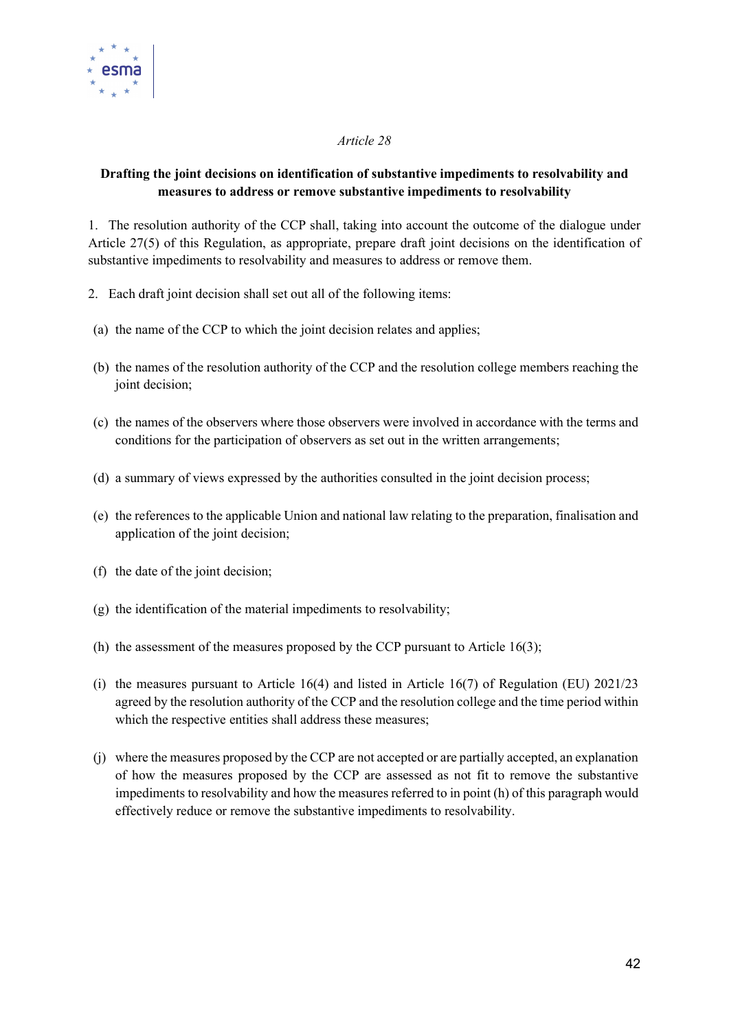*Article 28*

**Drafting the joint decisions on identification of substantive impediments to resolvability and measures to address or remove substantive impediments to resolvability**

1. The resolution authority of the CCP shall, taking into account the outcome of the dialogue under Article 27(5) of this Regulation, as appropriate, prepare draft joint decisions on the identification of substantive impediments to resolvability and measures to address or remove them.

2. Each draft joint decision shall set out all of the following items:

(a) the name of the CCP to which the joint decision relates and applies;

(b) the names of the resolution authority of the CCP and the resolution college members reaching the joint decision;

(c) the names of the observers where those observers were involved in accordance with the terms and conditions for the participation of observers as set out in the written arrangements;

(d) a summary of views expressed by the authorities consulted in the joint decision process;

(e) the references to the applicable Union and national law relating to the preparation, finalisation and application of the joint decision;

(f) the date of the joint decision;

(g) the identification of the material impediments to resolvability;

(h) the assessment of the measures proposed by the CCP pursuant to Article 16(3);

(i) the measures pursuant to Article 16(4) and listed in Article 16(7) of Regulation (EU) 2021/23 agreed by the resolution authority of the CCP and the resolution college and the time period within which the respective entities shall address these measures;

(j) where the measures proposed by the CCP are not accepted or are partially accepted, an explanation of how the measures proposed by the CCP are assessed as not fit to remove the substantive impediments to resolvability and how the measures referred to in point (h) of this paragraph would effectively reduce or remove the substantive impediments to resolvability.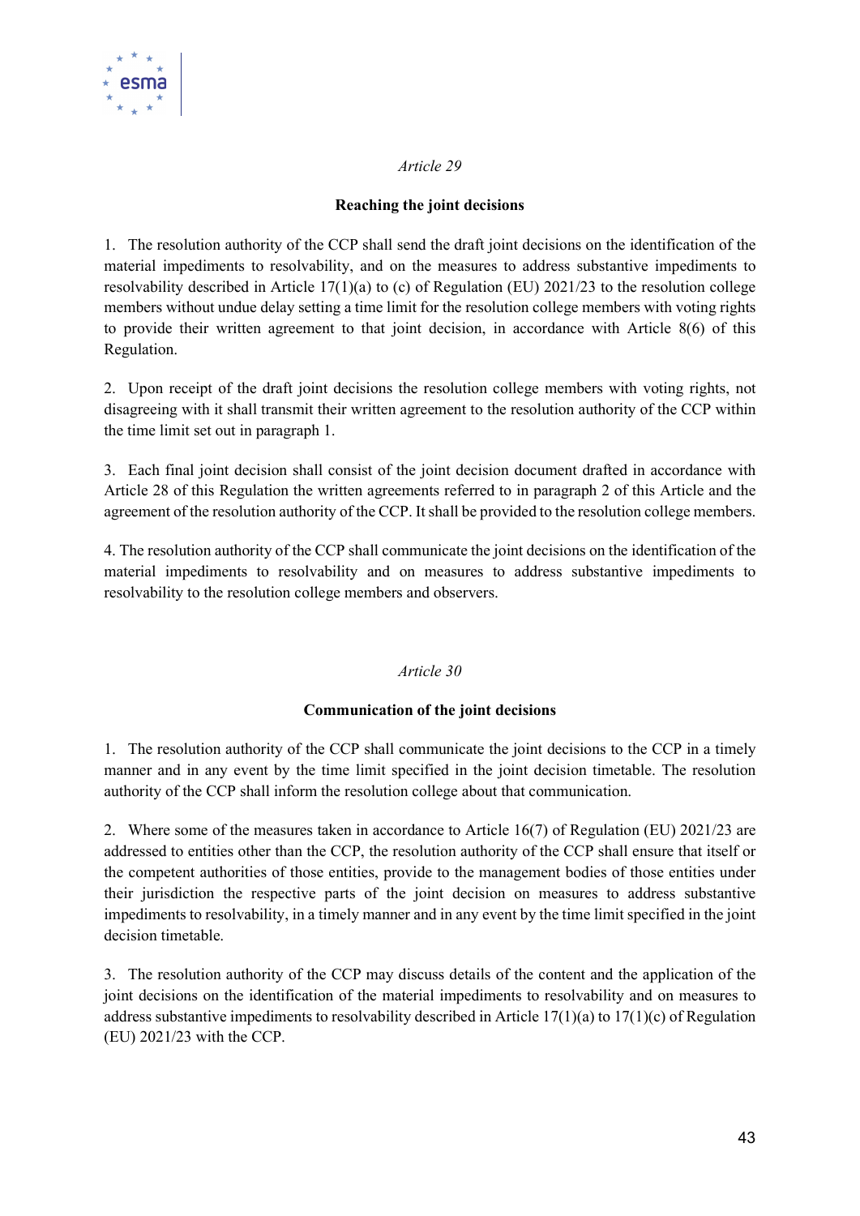*Article 29*

**Reaching the joint decisions**

1. The resolution authority of the CCP shall send the draft joint decisions on the identification of the material impediments to resolvability, and on the measures to address substantive impediments to resolvability described in Article 17(1)(a) to (c) of Regulation (EU) 2021/23 to the resolution college members without undue delay setting a time limit for the resolution college members with voting rights to provide their written agreement to that joint decision, in accordance with Article 8(6) of this Regulation.

2. Upon receipt of the draft joint decisions the resolution college members with voting rights, not disagreeing with it shall transmit their written agreement to the resolution authority of the CCP within the time limit set out in paragraph 1.

3. Each final joint decision shall consist of the joint decision document drafted in accordance with Article 28 of this Regulation the written agreements referred to in paragraph 2 of this Article and the agreement of the resolution authority of the CCP. It shall be provided to the resolution college members.

4. The resolution authority of the CCP shall communicate the joint decisions on the identification of the material impediments to resolvability and on measures to address substantive impediments to resolvability to the resolution college members and observers.

*Article 30*

**Communication of the joint decisions**

1. The resolution authority of the CCP shall communicate the joint decisions to the CCP in a timely manner and in any event by the time limit specified in the joint decision timetable. The resolution authority of the CCP shall inform the resolution college about that communication.

2. Where some of the measures taken in accordance to Article 16(7) of Regulation (EU) 2021/23 are addressed to entities other than the CCP, the resolution authority of the CCP shall ensure that itself or the competent authorities of those entities, provide to the management bodies of those entities under their jurisdiction the respective parts of the joint decision on measures to address substantive impediments to resolvability, in a timely manner and in any event by the time limit specified in the joint decision timetable.

3. The resolution authority of the CCP may discuss details of the content and the application of the joint decisions on the identification of the material impediments to resolvability and on measures to address substantive impediments to resolvability described in Article 17(1)(a) to 17(1)(c) of Regulation (EU) 2021/23 with the CCP.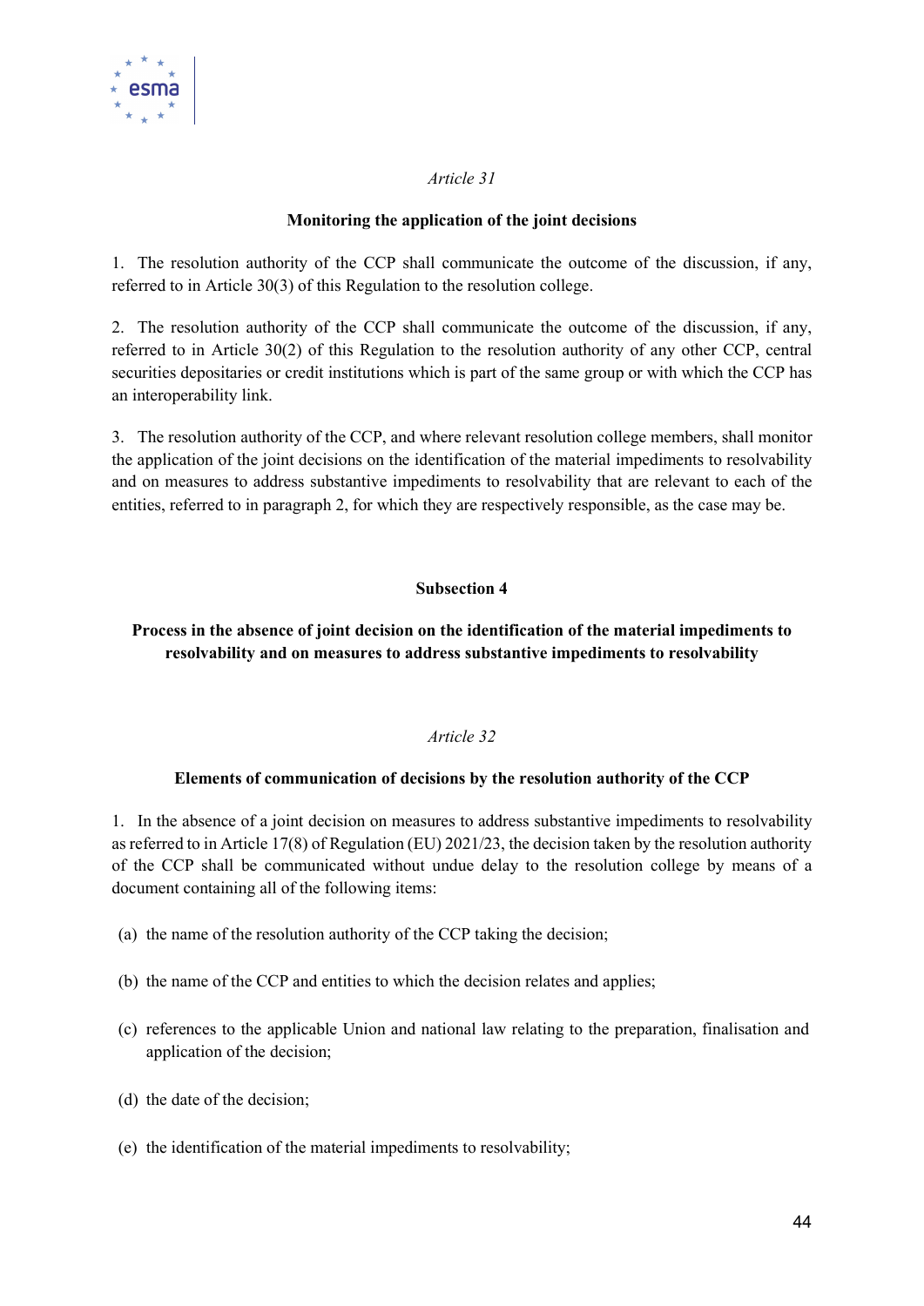*Article 31*

**Monitoring the application of the joint decisions**

1. The resolution authority of the CCP shall communicate the outcome of the discussion, if any, referred to in Article 30(3) of this Regulation to the resolution college.

2. The resolution authority of the CCP shall communicate the outcome of the discussion, if any, referred to in Article 30(2) of this Regulation to the resolution authority of any other CCP, central securities depositaries or credit institutions which is part of the same group or with which the CCP has an interoperability link.

3. The resolution authority of the CCP, and where relevant resolution college members, shall monitor the application of the joint decisions on the identification of the material impediments to resolvability and on measures to address substantive impediments to resolvability that are relevant to each of the entities, referred to in paragraph 2, for which they are respectively responsible, as the case may be.

**Subsection 4**

**Process in the absence of joint decision on the identification of the material impediments to resolvability and on measures to address substantive impediments to resolvability**

*Article 32*

**Elements of communication of decisions by the resolution authority of the CCP**

1. In the absence of a joint decision on measures to address substantive impediments to resolvability as referred to in Article 17(8) of Regulation (EU) 2021/23, the decision taken by the resolution authority of the CCP shall be communicated without undue delay to the resolution college by means of a document containing all of the following items:

(a) the name of the resolution authority of the CCP taking the decision;

(b) the name of the CCP and entities to which the decision relates and applies;

(c) references to the applicable Union and national law relating to the preparation, finalisation and application of the decision;

(d) the date of the decision;

(e) the identification of the material impediments to resolvability;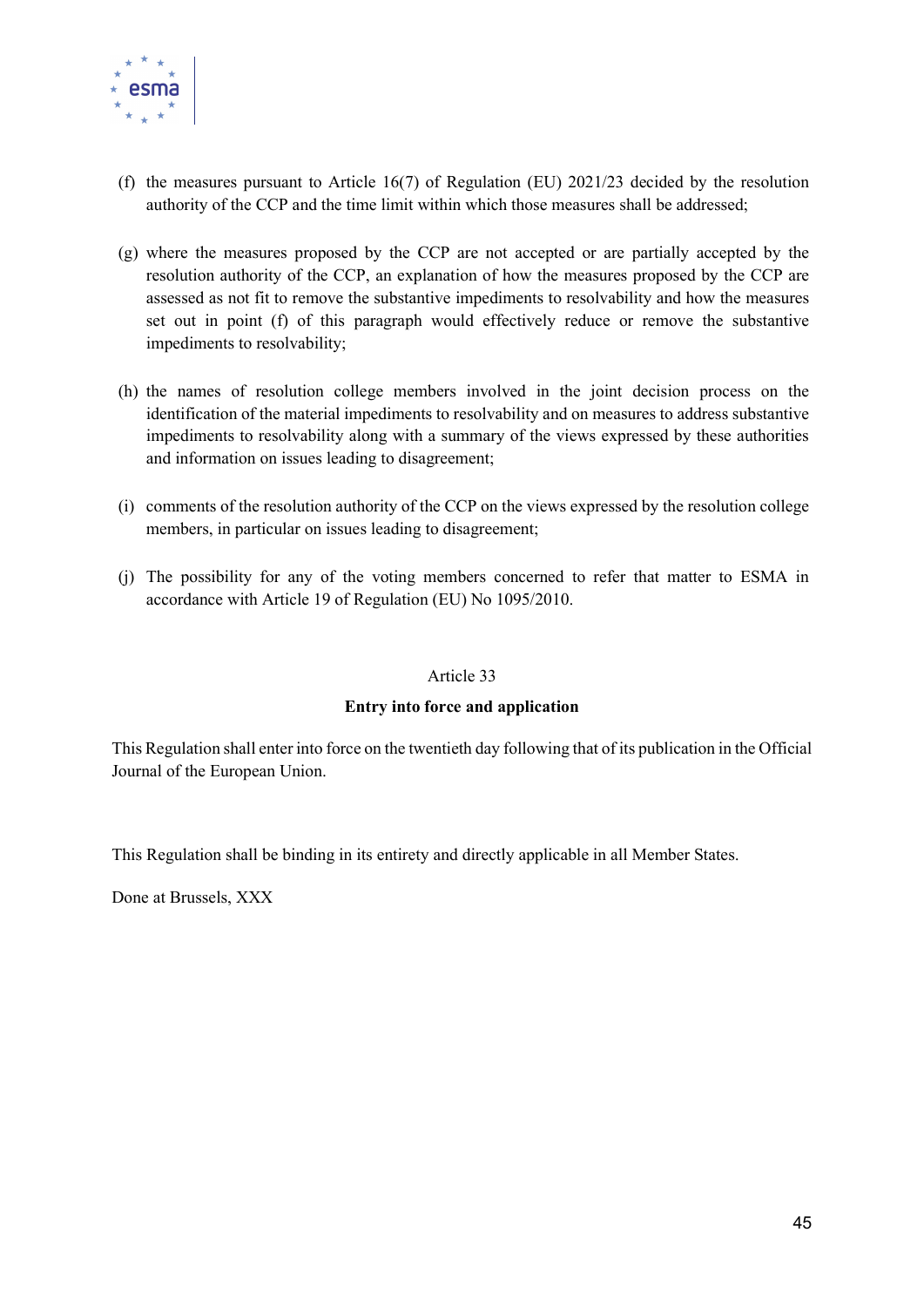(f) the measures pursuant to Article 16(7) of Regulation (EU) 2021/23 decided by the resolution authority of the CCP and the time limit within which those measures shall be addressed;

(g) where the measures proposed by the CCP are not accepted or are partially accepted by the resolution authority of the CCP, an explanation of how the measures proposed by the CCP are assessed as not fit to remove the substantive impediments to resolvability and how the measures set out in point (f) of this paragraph would effectively reduce or remove the substantive impediments to resolvability;

(h) the names of resolution college members involved in the joint decision process on the identification of the material impediments to resolvability and on measures to address substantive impediments to resolvability along with a summary of the views expressed by these authorities and information on issues leading to disagreement;

(i) comments of the resolution authority of the CCP on the views expressed by the resolution college members, in particular on issues leading to disagreement;

(j) The possibility for any of the voting members concerned to refer that matter to ESMA in accordance with Article 19 of Regulation (EU) No 1095/2010.

Article 33

**Entry into force and application**

This Regulation shall enter into force on the twentieth day following that of its publication in the Official Journal of the European Union.

This Regulation shall be binding in its entirety and directly applicable in all Member States.

Done at Brussels, XXX